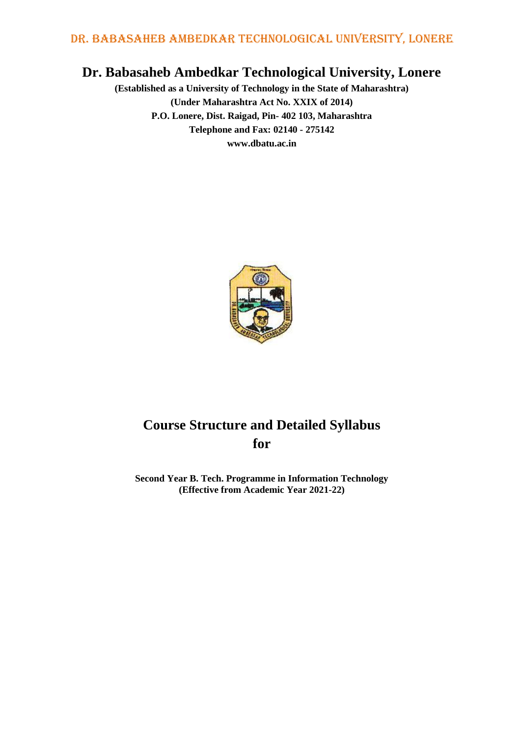# Dr. Babasaheb Ambedkar Technological University, Lonere

**(Established as a University of Technology in the State of Maharashtra)**
**(Under Maharashtra Act No. XXIX of 2014)**
**P.O. Lonere, Dist. Raigad, Pin- 402 103, Maharashtra**
**Telephone and Fax: 02140 - 275142**
**www.dbatu.ac.in**

## Course Structure and Detailed Syllabus
## for

**Second Year B. Tech. Programme in Information Technology**
**(Effective from Academic Year 2021-22)**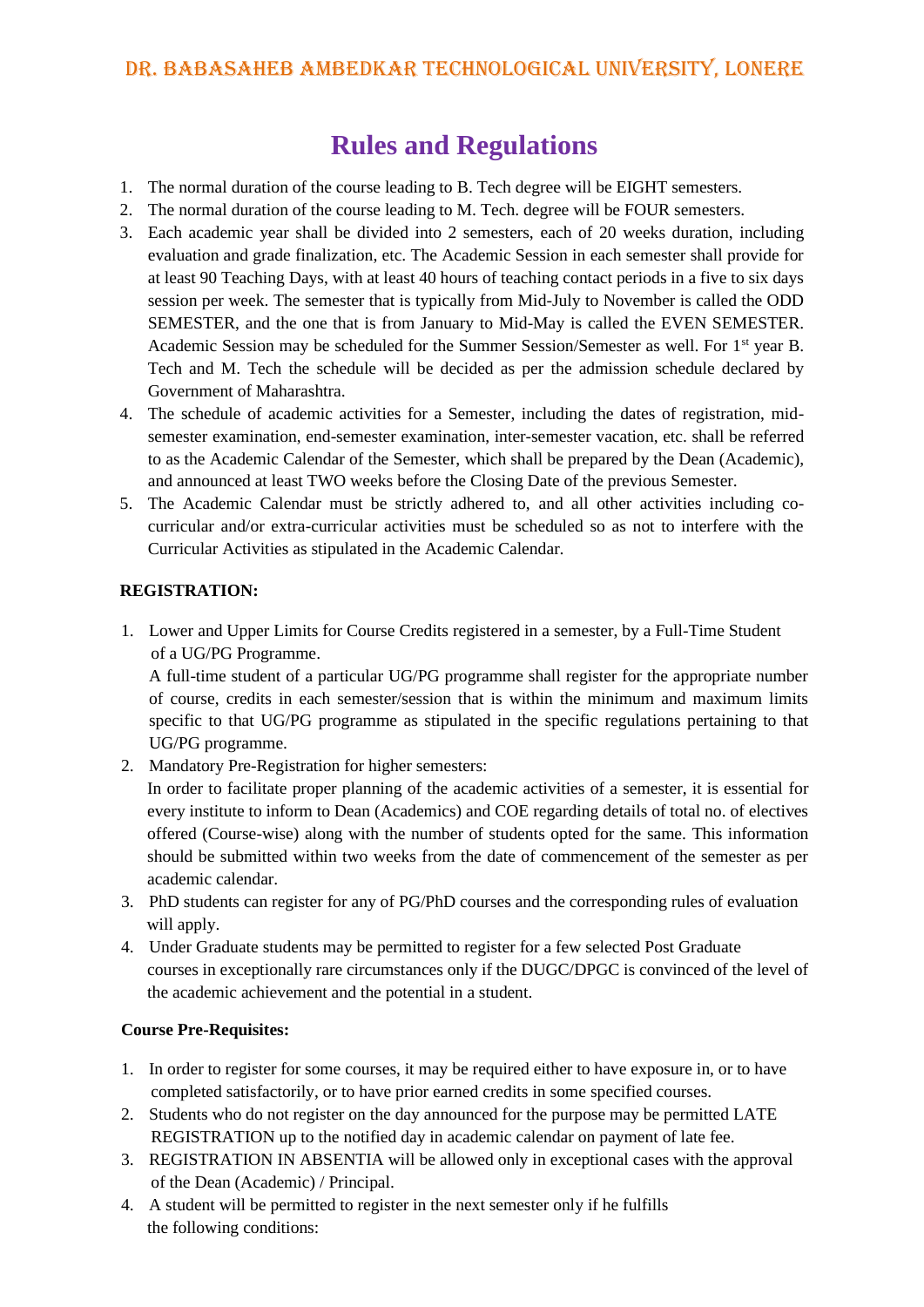# Rules and Regulations

1. The normal duration of the course leading to B. Tech degree will be EIGHT semesters.
2. The normal duration of the course leading to M. Tech. degree will be FOUR semesters.
3. Each academic year shall be divided into 2 semesters, each of 20 weeks duration, including evaluation and grade finalization, etc. The Academic Session in each semester shall provide for at least 90 Teaching Days, with at least 40 hours of teaching contact periods in a five to six days session per week. The semester that is typically from Mid-July to November is called the ODD SEMESTER, and the one that is from January to Mid-May is called the EVEN SEMESTER. Academic Session may be scheduled for the Summer Session/Semester as well. For 1st year B. Tech and M. Tech the schedule will be decided as per the admission schedule declared by Government of Maharashtra.
4. The schedule of academic activities for a Semester, including the dates of registration, mid-semester examination, end-semester examination, inter-semester vacation, etc. shall be referred to as the Academic Calendar of the Semester, which shall be prepared by the Dean (Academic), and announced at least TWO weeks before the Closing Date of the previous Semester.
5. The Academic Calendar must be strictly adhered to, and all other activities including co-curricular and/or extra-curricular activities must be scheduled so as not to interfere with the Curricular Activities as stipulated in the Academic Calendar.

**REGISTRATION:**

1. Lower and Upper Limits for Course Credits registered in a semester, by a Full-Time Student of a UG/PG Programme.
   A full-time student of a particular UG/PG programme shall register for the appropriate number of course, credits in each semester/session that is within the minimum and maximum limits specific to that UG/PG programme as stipulated in the specific regulations pertaining to that UG/PG programme.
2. Mandatory Pre-Registration for higher semesters:
   In order to facilitate proper planning of the academic activities of a semester, it is essential for every institute to inform to Dean (Academics) and COE regarding details of total no. of electives offered (Course-wise) along with the number of students opted for the same. This information should be submitted within two weeks from the date of commencement of the semester as per academic calendar.
3. PhD students can register for any of PG/PhD courses and the corresponding rules of evaluation will apply.
4. Under Graduate students may be permitted to register for a few selected Post Graduate courses in exceptionally rare circumstances only if the DUGC/DPGC is convinced of the level of the academic achievement and the potential in a student.

**Course Pre-Requisites:**

1. In order to register for some courses, it may be required either to have exposure in, or to have completed satisfactorily, or to have prior earned credits in some specified courses.
2. Students who do not register on the day announced for the purpose may be permitted LATE REGISTRATION up to the notified day in academic calendar on payment of late fee.
3. REGISTRATION IN ABSENTIA will be allowed only in exceptional cases with the approval of the Dean (Academic) / Principal.
4. A student will be permitted to register in the next semester only if he fulfills the following conditions: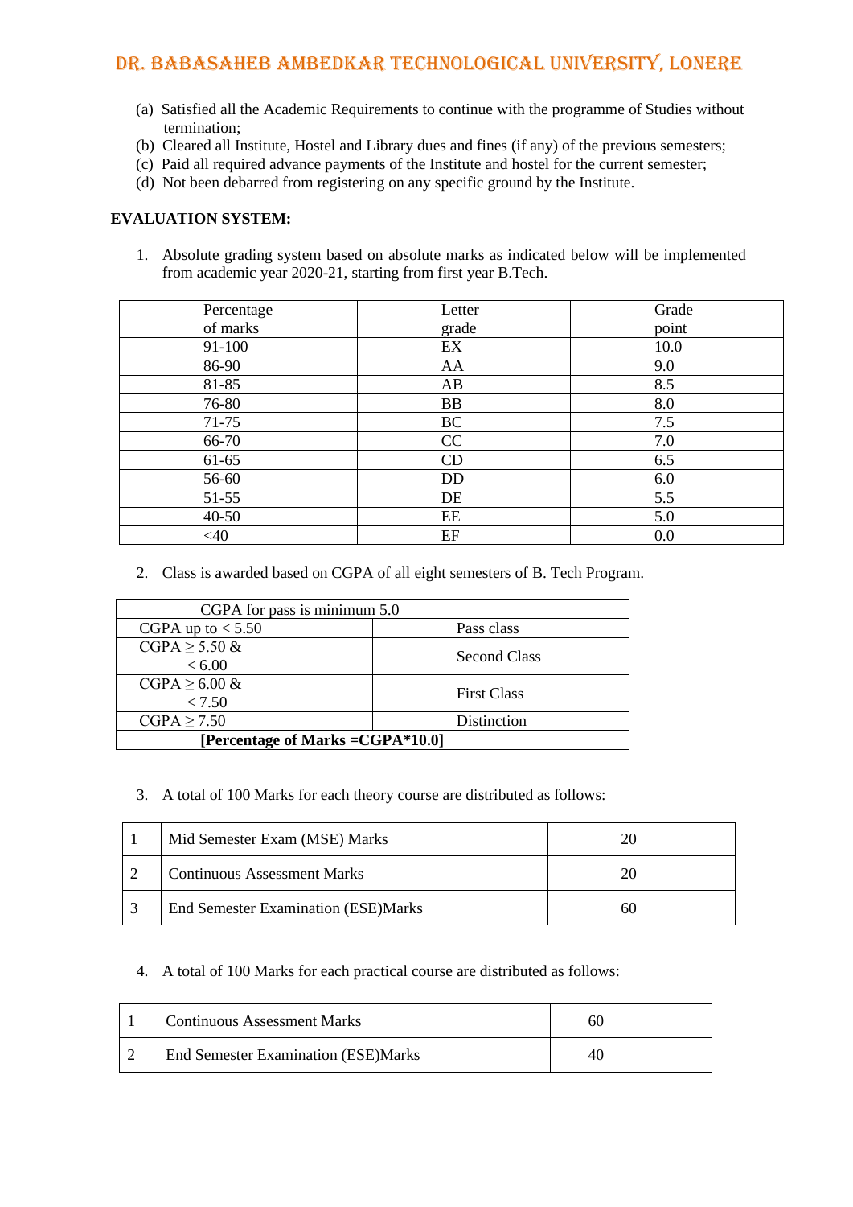(a) Satisfied all the Academic Requirements to continue with the programme of Studies without termination;
(b) Cleared all Institute, Hostel and Library dues and fines (if any) of the previous semesters;
(c) Paid all required advance payments of the Institute and hostel for the current semester;
(d) Not been debarred from registering on any specific ground by the Institute.

**EVALUATION SYSTEM:**

1. Absolute grading system based on absolute marks as indicated below will be implemented from academic year 2020-21, starting from first year B.Tech.

| Percentage of marks | Letter grade | Grade point |
|---|---|---|
| 91-100 | EX | 10.0 |
| 86-90 | AA | 9.0 |
| 81-85 | AB | 8.5 |
| 76-80 | BB | 8.0 |
| 71-75 | BC | 7.5 |
| 66-70 | CC | 7.0 |
| 61-65 | CD | 6.5 |
| 56-60 | DD | 6.0 |
| 51-55 | DE | 5.5 |
| 40-50 | EE | 5.0 |
| <40 | EF | 0.0 |

2. Class is awarded based on CGPA of all eight semesters of B. Tech Program.

| CGPA for pass is minimum 5.0 | |
|---|---|
| CGPA up to < 5.50 | Pass class |
| CGPA ≥ 5.50 & < 6.00 | Second Class |
| CGPA ≥ 6.00 & < 7.50 | First Class |
| CGPA ≥ 7.50 | Distinction |
| **[Percentage of Marks =CGPA*10.0]** | |

3. A total of 100 Marks for each theory course are distributed as follows:

| | | |
|---|---|---|
| 1 | Mid Semester Exam (MSE) Marks | 20 |
| 2 | Continuous Assessment Marks | 20 |
| 3 | End Semester Examination (ESE)Marks | 60 |

4. A total of 100 Marks for each practical course are distributed as follows:

| | | |
|---|---|---|
| 1 | Continuous Assessment Marks | 60 |
| 2 | End Semester Examination (ESE)Marks | 40 |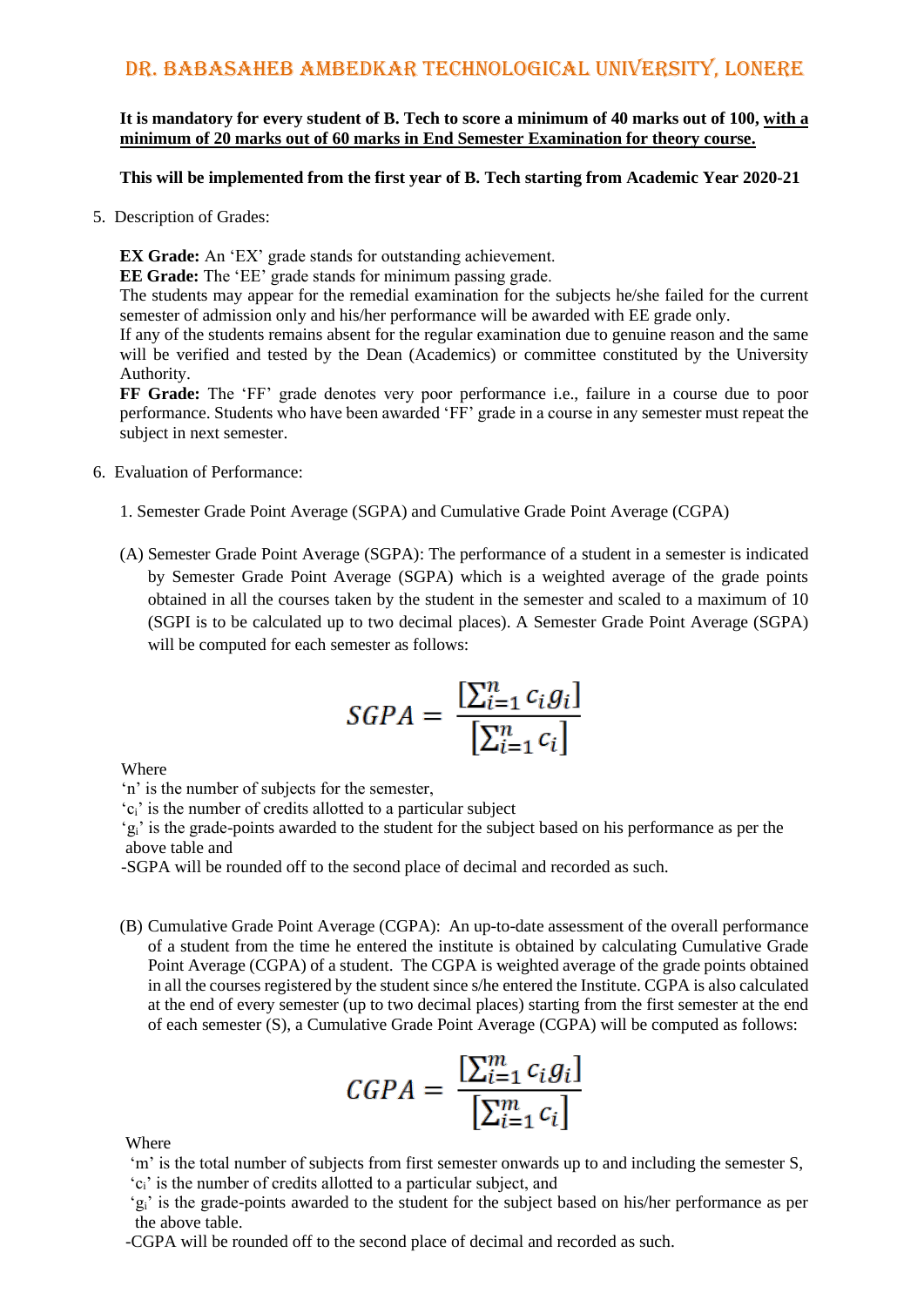**It is mandatory for every student of B. Tech to score a minimum of 40 marks out of 100, <u>with a minimum of 20 marks out of 60 marks in End Semester Examination for theory course.</u>**

**This will be implemented from the first year of B. Tech starting from Academic Year 2020-21**

5. Description of Grades:

   **EX Grade:** An 'EX' grade stands for outstanding achievement.
   **EE Grade:** The 'EE' grade stands for minimum passing grade.
   The students may appear for the remedial examination for the subjects he/she failed for the current semester of admission only and his/her performance will be awarded with EE grade only.
   If any of the students remains absent for the regular examination due to genuine reason and the same will be verified and tested by the Dean (Academics) or committee constituted by the University Authority.
   **FF Grade:** The 'FF' grade denotes very poor performance i.e., failure in a course due to poor performance. Students who have been awarded 'FF' grade in a course in any semester must repeat the subject in next semester.

6. Evaluation of Performance:

   1. Semester Grade Point Average (SGPA) and Cumulative Grade Point Average (CGPA)

   (A) Semester Grade Point Average (SGPA): The performance of a student in a semester is indicated by Semester Grade Point Average (SGPA) which is a weighted average of the grade points obtained in all the courses taken by the student in the semester and scaled to a maximum of 10 (SGPI is to be calculated up to two decimal places). A Semester Grade Point Average (SGPA) will be computed for each semester as follows:

$$SGPA = \frac{\left[\sum_{i=1}^{n} c_i g_i\right]}{\left[\sum_{i=1}^{n} c_i\right]}$$

   Where
   'n' is the number of subjects for the semester,
   '$c_i$' is the number of credits allotted to a particular subject
   '$g_i$' is the grade-points awarded to the student for the subject based on his performance as per the above table and
   -SGPA will be rounded off to the second place of decimal and recorded as such.

   (B) Cumulative Grade Point Average (CGPA): An up-to-date assessment of the overall performance of a student from the time he entered the institute is obtained by calculating Cumulative Grade Point Average (CGPA) of a student. The CGPA is weighted average of the grade points obtained in all the courses registered by the student since s/he entered the Institute. CGPA is also calculated at the end of every semester (up to two decimal places) starting from the first semester at the end of each semester (S), a Cumulative Grade Point Average (CGPA) will be computed as follows:

$$CGPA = \frac{\left[\sum_{i=1}^{m} c_i g_i\right]}{\left[\sum_{i=1}^{m} c_i\right]}$$

   Where
   'm' is the total number of subjects from first semester onwards up to and including the semester S,
   '$c_i$' is the number of credits allotted to a particular subject, and
   '$g_i$' is the grade-points awarded to the student for the subject based on his/her performance as per the above table.
   -CGPA will be rounded off to the second place of decimal and recorded as such.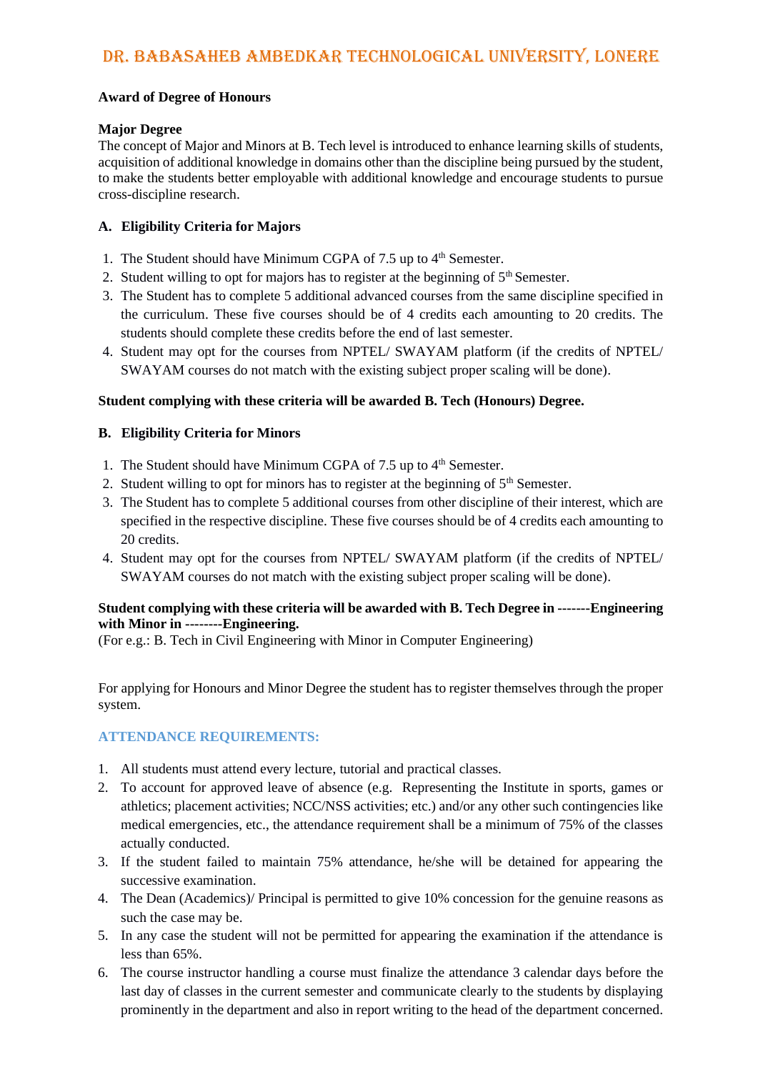**Award of Degree of Honours**

**Major Degree**

The concept of Major and Minors at B. Tech level is introduced to enhance learning skills of students, acquisition of additional knowledge in domains other than the discipline being pursued by the student, to make the students better employable with additional knowledge and encourage students to pursue cross-discipline research.

**A. Eligibility Criteria for Majors**

1. The Student should have Minimum CGPA of 7.5 up to 4th Semester.
2. Student willing to opt for majors has to register at the beginning of 5th Semester.
3. The Student has to complete 5 additional advanced courses from the same discipline specified in the curriculum. These five courses should be of 4 credits each amounting to 20 credits. The students should complete these credits before the end of last semester.
4. Student may opt for the courses from NPTEL/ SWAYAM platform (if the credits of NPTEL/ SWAYAM courses do not match with the existing subject proper scaling will be done).

**Student complying with these criteria will be awarded B. Tech (Honours) Degree.**

**B. Eligibility Criteria for Minors**

1. The Student should have Minimum CGPA of 7.5 up to 4th Semester.
2. Student willing to opt for minors has to register at the beginning of 5th Semester.
3. The Student has to complete 5 additional courses from other discipline of their interest, which are specified in the respective discipline. These five courses should be of 4 credits each amounting to 20 credits.
4. Student may opt for the courses from NPTEL/ SWAYAM platform (if the credits of NPTEL/ SWAYAM courses do not match with the existing subject proper scaling will be done).

**Student complying with these criteria will be awarded with B. Tech Degree in -------Engineering with Minor in --------Engineering.**

(For e.g.: B. Tech in Civil Engineering with Minor in Computer Engineering)

For applying for Honours and Minor Degree the student has to register themselves through the proper system.

## ATTENDANCE REQUIREMENTS:

1. All students must attend every lecture, tutorial and practical classes.
2. To account for approved leave of absence (e.g. Representing the Institute in sports, games or athletics; placement activities; NCC/NSS activities; etc.) and/or any other such contingencies like medical emergencies, etc., the attendance requirement shall be a minimum of 75% of the classes actually conducted.
3. If the student failed to maintain 75% attendance, he/she will be detained for appearing the successive examination.
4. The Dean (Academics)/ Principal is permitted to give 10% concession for the genuine reasons as such the case may be.
5. In any case the student will not be permitted for appearing the examination if the attendance is less than 65%.
6. The course instructor handling a course must finalize the attendance 3 calendar days before the last day of classes in the current semester and communicate clearly to the students by displaying prominently in the department and also in report writing to the head of the department concerned.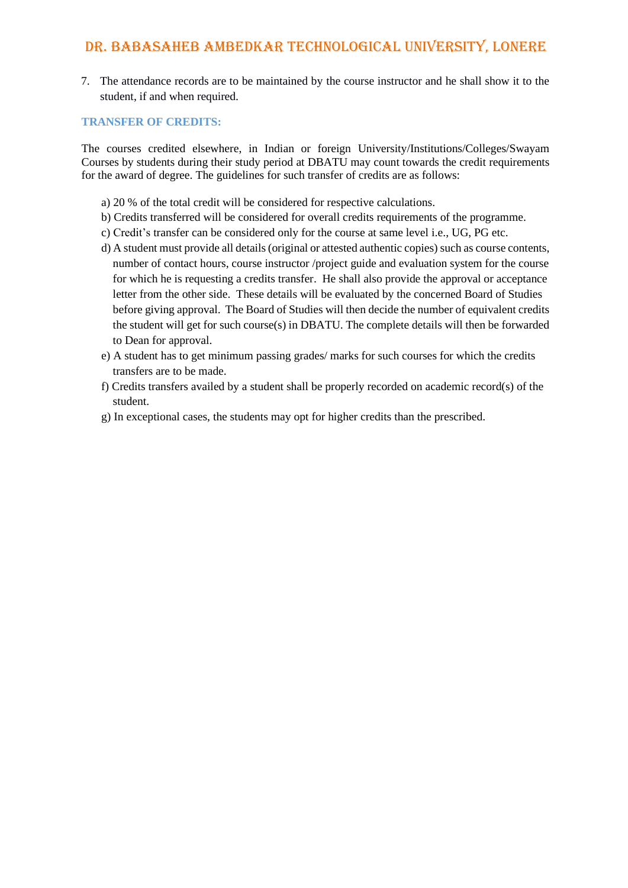7. The attendance records are to be maintained by the course instructor and he shall show it to the student, if and when required.

## TRANSFER OF CREDITS:

The courses credited elsewhere, in Indian or foreign University/Institutions/Colleges/Swayam Courses by students during their study period at DBATU may count towards the credit requirements for the award of degree. The guidelines for such transfer of credits are as follows:

a) 20 % of the total credit will be considered for respective calculations.

b) Credits transferred will be considered for overall credits requirements of the programme.

c) Credit's transfer can be considered only for the course at same level i.e., UG, PG etc.

d) A student must provide all details (original or attested authentic copies) such as course contents, number of contact hours, course instructor /project guide and evaluation system for the course for which he is requesting a credits transfer. He shall also provide the approval or acceptance letter from the other side. These details will be evaluated by the concerned Board of Studies before giving approval. The Board of Studies will then decide the number of equivalent credits the student will get for such course(s) in DBATU. The complete details will then be forwarded to Dean for approval.

e) A student has to get minimum passing grades/ marks for such courses for which the credits transfers are to be made.

f) Credits transfers availed by a student shall be properly recorded on academic record(s) of the student.

g) In exceptional cases, the students may opt for higher credits than the prescribed.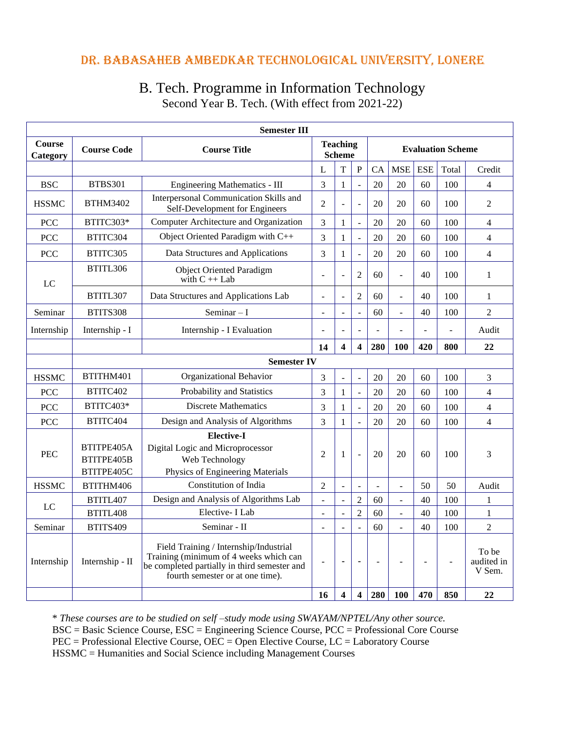# DR. BABASAHEB AMBEDKAR TECHNOLOGICAL UNIVERSITY, LONERE

## B. Tech. Programme in Information Technology

### Second Year B. Tech. (With effect from 2021-22)

| Course Category | Course Code | Course Title | Teaching Scheme | | | Evaluation Scheme | | | | |
|---|---|---|---|---|---|---|---|---|---|---|
| **Semester III** | | | | | | | | | | |
| | | | L | T | P | CA | MSE | ESE | Total | Credit |
| BSC | BTBS301 | Engineering Mathematics - III | 3 | 1 | - | 20 | 20 | 60 | 100 | 4 |
| HSSMC | BTHM3402 | Interpersonal Communication Skills and Self-Development for Engineers | 2 | - | - | 20 | 20 | 60 | 100 | 2 |
| PCC | BTITC303* | Computer Architecture and Organization | 3 | 1 | - | 20 | 20 | 60 | 100 | 4 |
| PCC | BTITC304 | Object Oriented Paradigm with C++ | 3 | 1 | - | 20 | 20 | 60 | 100 | 4 |
| PCC | BTITC305 | Data Structures and Applications | 3 | 1 | - | 20 | 20 | 60 | 100 | 4 |
| LC | BTITL306 | Object Oriented Paradigm with C ++ Lab | - | - | 2 | 60 | - | 40 | 100 | 1 |
| | BTITL307 | Data Structures and Applications Lab | - | - | 2 | 60 | - | 40 | 100 | 1 |
| Seminar | BTITS308 | Seminar – I | - | - | - | 60 | - | 40 | 100 | 2 |
| Internship | Internship - I | Internship - I Evaluation | - | - | - | - | - | - | - | Audit |
| | | | **14** | **4** | **4** | **280** | **100** | **420** | **800** | **22** |
| | **Semester IV** | | | | | | | | | |
| HSSMC | BTITHM401 | Organizational Behavior | 3 | - | - | 20 | 20 | 60 | 100 | 3 |
| PCC | BTITC402 | Probability and Statistics | 3 | 1 | - | 20 | 20 | 60 | 100 | 4 |
| PCC | BTITC403* | Discrete Mathematics | 3 | 1 | - | 20 | 20 | 60 | 100 | 4 |
| PCC | BTITC404 | Design and Analysis of Algorithms | 3 | 1 | - | 20 | 20 | 60 | 100 | 4 |
| PEC | BTITPE405A<br>BTITPE405B<br>BTITPE405C | **Elective-I**<br>Digital Logic and Microprocessor<br>Web Technology<br>Physics of Engineering Materials | 2 | 1 | - | 20 | 20 | 60 | 100 | 3 |
| HSSMC | BTITHM406 | Constitution of India | 2 | - | - | - | - | 50 | 50 | Audit |
| LC | BTITL407 | Design and Analysis of Algorithms Lab | - | - | 2 | 60 | - | 40 | 100 | 1 |
| | BTITL408 | Elective- I Lab | - | - | 2 | 60 | - | 40 | 100 | 1 |
| Seminar | BTITS409 | Seminar - II | - | - | - | 60 | - | 40 | 100 | 2 |
| Internship | Internship - II | Field Training / Internship/Industrial Training (minimum of 4 weeks which can be completed partially in third semester and fourth semester or at one time). | - | - | - | - | - | - | - | To be audited in V Sem. |
| | | | **16** | **4** | **4** | **280** | **100** | **470** | **850** | **22** |

\* *These courses are to be studied on self –study mode using SWAYAM/NPTEL/Any other source.*

BSC = Basic Science Course, ESC = Engineering Science Course, PCC = Professional Core Course

PEC = Professional Elective Course, OEC = Open Elective Course, LC = Laboratory Course

HSSMC = Humanities and Social Science including Management Courses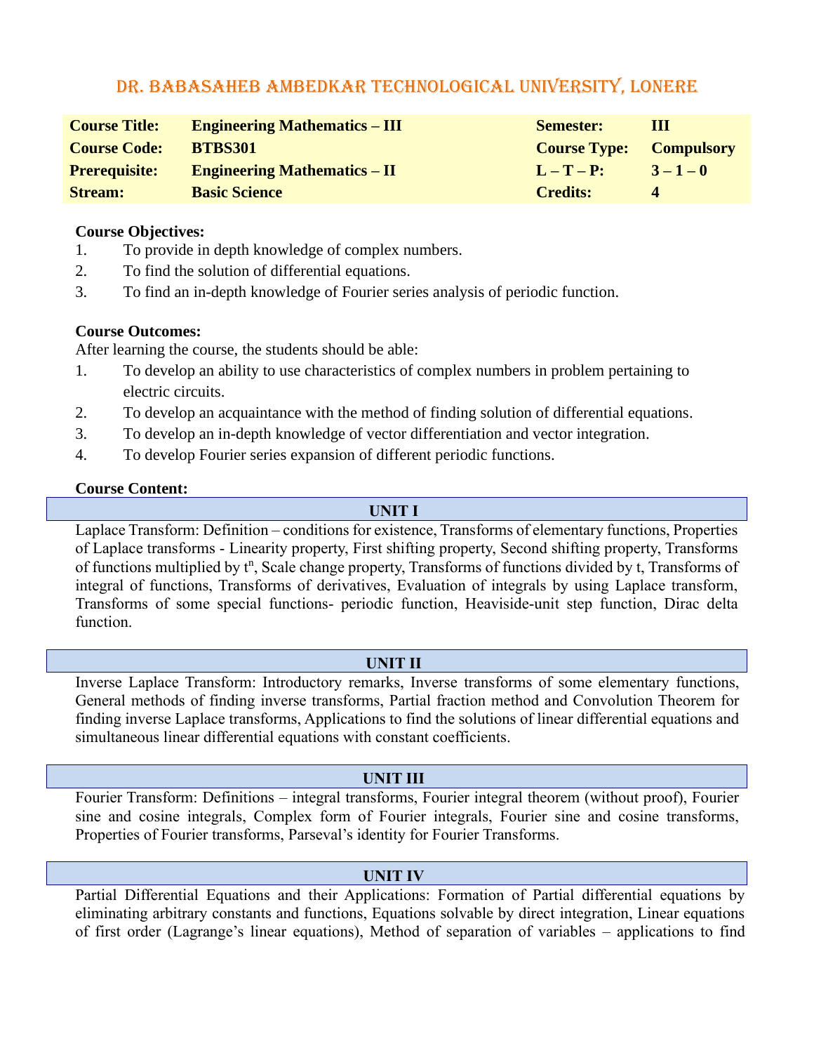# DR. BABASAHEB AMBEDKAR TECHNOLOGICAL UNIVERSITY, LONERE

| | | | |
|---|---|---|---|
| **Course Title:** | **Engineering Mathematics – III** | **Semester:** | **III** |
| **Course Code:** | **BTBS301** | **Course Type:** | **Compulsory** |
| **Prerequisite:** | **Engineering Mathematics – II** | **L – T – P:** | **3 – 1 – 0** |
| **Stream:** | **Basic Science** | **Credits:** | **4** |

**Course Objectives:**

1. To provide in depth knowledge of complex numbers.
2. To find the solution of differential equations.
3. To find an in-depth knowledge of Fourier series analysis of periodic function.

**Course Outcomes:**

After learning the course, the students should be able:

1. To develop an ability to use characteristics of complex numbers in problem pertaining to electric circuits.
2. To develop an acquaintance with the method of finding solution of differential equations.
3. To develop an in-depth knowledge of vector differentiation and vector integration.
4. To develop Fourier series expansion of different periodic functions.

**Course Content:**

**UNIT I**

Laplace Transform: Definition – conditions for existence, Transforms of elementary functions, Properties of Laplace transforms - Linearity property, First shifting property, Second shifting property, Transforms of functions multiplied by $t^n$, Scale change property, Transforms of functions divided by t, Transforms of integral of functions, Transforms of derivatives, Evaluation of integrals by using Laplace transform, Transforms of some special functions- periodic function, Heaviside-unit step function, Dirac delta function.

**UNIT II**

Inverse Laplace Transform: Introductory remarks, Inverse transforms of some elementary functions, General methods of finding inverse transforms, Partial fraction method and Convolution Theorem for finding inverse Laplace transforms, Applications to find the solutions of linear differential equations and simultaneous linear differential equations with constant coefficients.

**UNIT III**

Fourier Transform: Definitions – integral transforms, Fourier integral theorem (without proof), Fourier sine and cosine integrals, Complex form of Fourier integrals, Fourier sine and cosine transforms, Properties of Fourier transforms, Parseval's identity for Fourier Transforms.

**UNIT IV**

Partial Differential Equations and their Applications: Formation of Partial differential equations by eliminating arbitrary constants and functions, Equations solvable by direct integration, Linear equations of first order (Lagrange's linear equations), Method of separation of variables – applications to find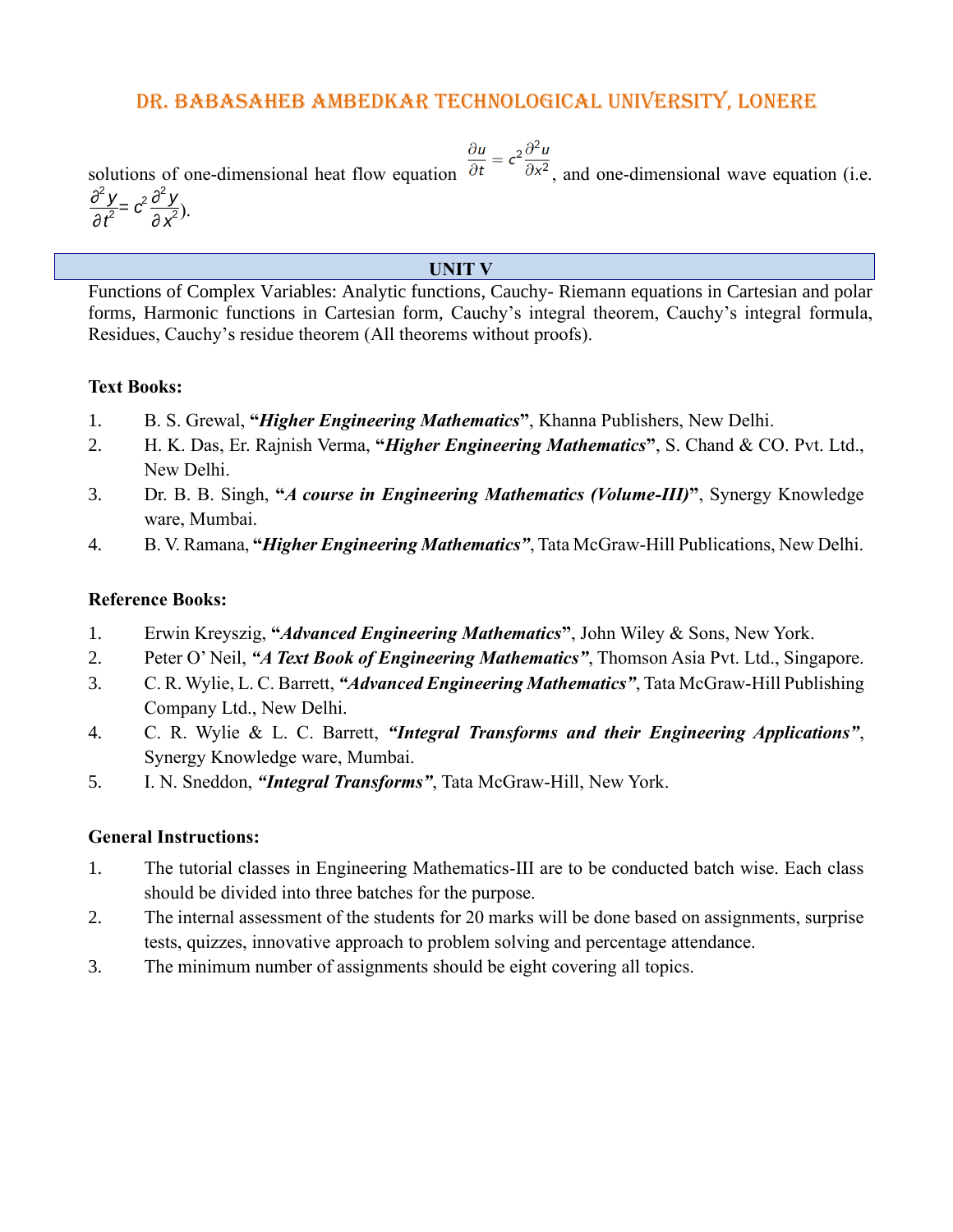solutions of one-dimensional heat flow equation $\frac{\partial u}{\partial t} = c^2 \frac{\partial^2 u}{\partial x^2}$, and one-dimensional wave equation (i.e. $\frac{\partial^2 y}{\partial t^2} = c^2 \frac{\partial^2 y}{\partial x^2}$).

## UNIT V

Functions of Complex Variables: Analytic functions, Cauchy- Riemann equations in Cartesian and polar forms, Harmonic functions in Cartesian form, Cauchy's integral theorem, Cauchy's integral formula, Residues, Cauchy's residue theorem (All theorems without proofs).

**Text Books:**

1. B. S. Grewal, ***"Higher Engineering Mathematics"***, Khanna Publishers, New Delhi.
2. H. K. Das, Er. Rajnish Verma, ***"Higher Engineering Mathematics"***, S. Chand & CO. Pvt. Ltd., New Delhi.
3. Dr. B. B. Singh, ***"A course in Engineering Mathematics (Volume-III)"***, Synergy Knowledge ware, Mumbai.
4. B. V. Ramana, ***"Higher Engineering Mathematics"***, Tata McGraw-Hill Publications, New Delhi.

**Reference Books:**

1. Erwin Kreyszig, ***"Advanced Engineering Mathematics"***, John Wiley & Sons, New York.
2. Peter O' Neil, ***"A Text Book of Engineering Mathematics"***, Thomson Asia Pvt. Ltd., Singapore.
3. C. R. Wylie, L. C. Barrett, ***"Advanced Engineering Mathematics"***, Tata McGraw-Hill Publishing Company Ltd., New Delhi.
4. C. R. Wylie & L. C. Barrett, ***"Integral Transforms and their Engineering Applications"***, Synergy Knowledge ware, Mumbai.
5. I. N. Sneddon, ***"Integral Transforms"***, Tata McGraw-Hill, New York.

**General Instructions:**

1. The tutorial classes in Engineering Mathematics-III are to be conducted batch wise. Each class should be divided into three batches for the purpose.
2. The internal assessment of the students for 20 marks will be done based on assignments, surprise tests, quizzes, innovative approach to problem solving and percentage attendance.
3. The minimum number of assignments should be eight covering all topics.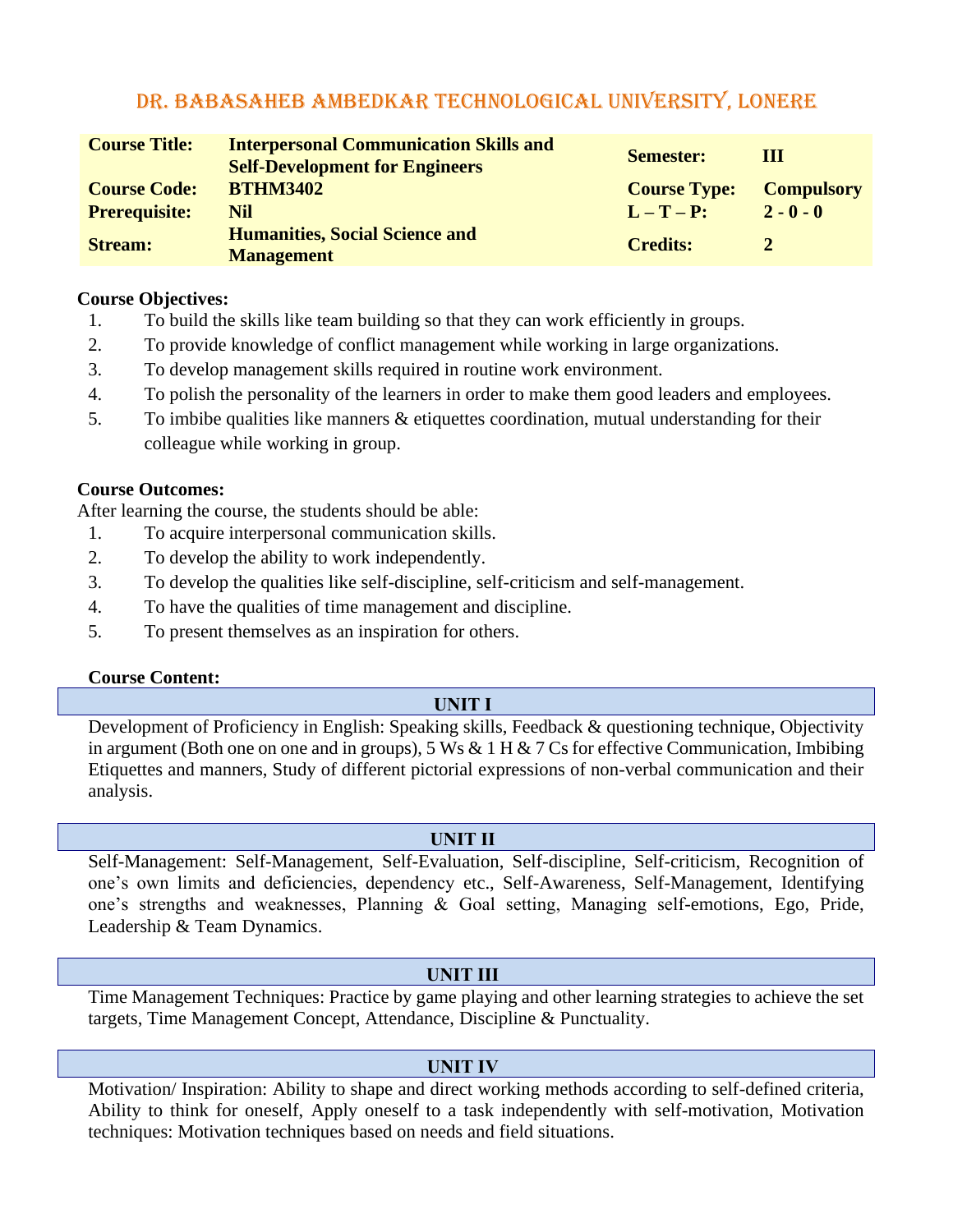# DR. BABASAHEB AMBEDKAR TECHNOLOGICAL UNIVERSITY, LONERE

| | | | |
|---|---|---|---|
| **Course Title:** | **Interpersonal Communication Skills and Self-Development for Engineers** | **Semester:** | **III** |
| **Course Code:** | **BTHM3402** | **Course Type:** | **Compulsory** |
| **Prerequisite:** | **Nil** | **L – T – P:** | **2 - 0 - 0** |
| **Stream:** | **Humanities, Social Science and Management** | **Credits:** | **2** |

**Course Objectives:**

1. To build the skills like team building so that they can work efficiently in groups.
2. To provide knowledge of conflict management while working in large organizations.
3. To develop management skills required in routine work environment.
4. To polish the personality of the learners in order to make them good leaders and employees.
5. To imbibe qualities like manners & etiquettes coordination, mutual understanding for their colleague while working in group.

**Course Outcomes:**

After learning the course, the students should be able:

1. To acquire interpersonal communication skills.
2. To develop the ability to work independently.
3. To develop the qualities like self-discipline, self-criticism and self-management.
4. To have the qualities of time management and discipline.
5. To present themselves as an inspiration for others.

**Course Content:**

**UNIT I**

Development of Proficiency in English: Speaking skills, Feedback & questioning technique, Objectivity in argument (Both one on one and in groups), 5 Ws & 1 H & 7 Cs for effective Communication, Imbibing Etiquettes and manners, Study of different pictorial expressions of non-verbal communication and their analysis.

**UNIT II**

Self-Management: Self-Management, Self-Evaluation, Self-discipline, Self-criticism, Recognition of one's own limits and deficiencies, dependency etc., Self-Awareness, Self-Management, Identifying one's strengths and weaknesses, Planning & Goal setting, Managing self-emotions, Ego, Pride, Leadership & Team Dynamics.

**UNIT III**

Time Management Techniques: Practice by game playing and other learning strategies to achieve the set targets, Time Management Concept, Attendance, Discipline & Punctuality.

**UNIT IV**

Motivation/ Inspiration: Ability to shape and direct working methods according to self-defined criteria, Ability to think for oneself, Apply oneself to a task independently with self-motivation, Motivation techniques: Motivation techniques based on needs and field situations.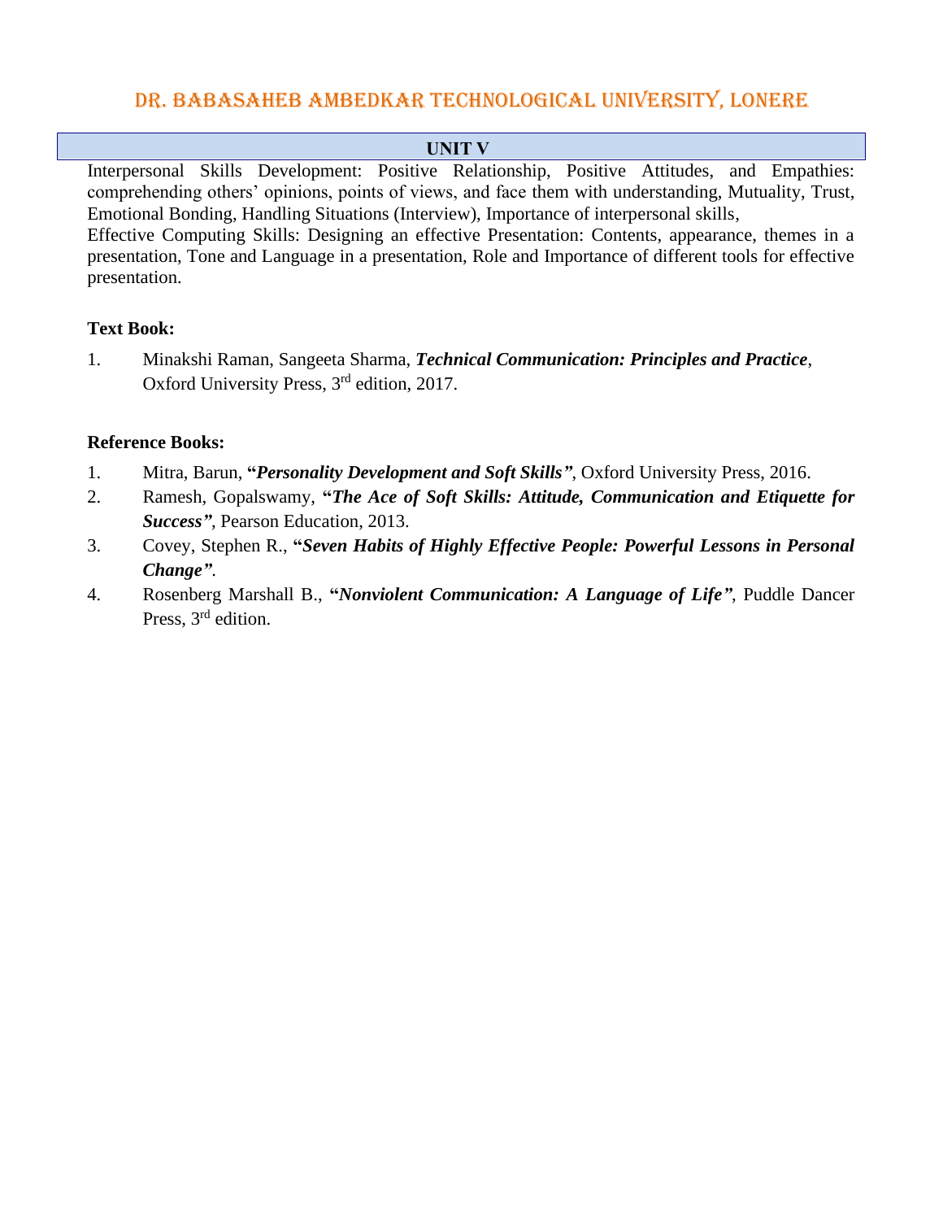### UNIT V

Interpersonal Skills Development: Positive Relationship, Positive Attitudes, and Empathies: comprehending others' opinions, points of views, and face them with understanding, Mutuality, Trust, Emotional Bonding, Handling Situations (Interview), Importance of interpersonal skills,
Effective Computing Skills: Designing an effective Presentation: Contents, appearance, themes in a presentation, Tone and Language in a presentation, Role and Importance of different tools for effective presentation.

**Text Book:**

1. Minakshi Raman, Sangeeta Sharma, ***Technical Communication: Principles and Practice***, Oxford University Press, 3rd edition, 2017.

**Reference Books:**

1. Mitra, Barun, **"*Personality Development and Soft Skills*"**, Oxford University Press, 2016.
2. Ramesh, Gopalswamy, **"*The Ace of Soft Skills: Attitude, Communication and Etiquette for Success*"**, Pearson Education, 2013.
3. Covey, Stephen R., **"*Seven Habits of Highly Effective People: Powerful Lessons in Personal Change*"**.
4. Rosenberg Marshall B., **"*Nonviolent Communication: A Language of Life*"**, Puddle Dancer Press, 3rd edition.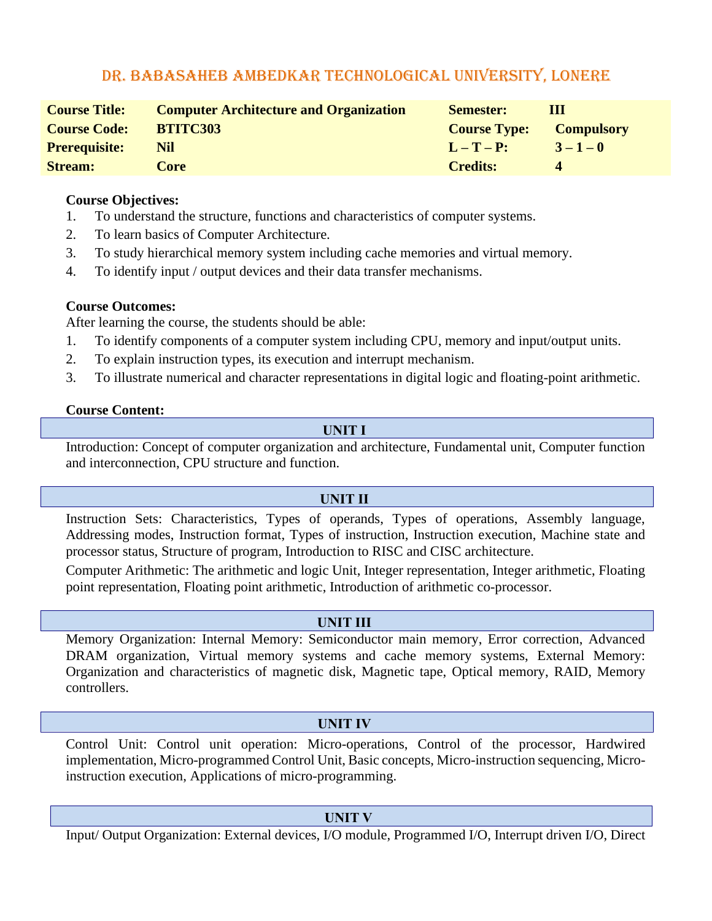# DR. BABASAHEB AMBEDKAR TECHNOLOGICAL UNIVERSITY, LONERE

| **Course Title:** | **Computer Architecture and Organization** | **Semester:** | **III** |
|---|---|---|---|
| **Course Code:** | **BTITC303** | **Course Type:** | **Compulsory** |
| **Prerequisite:** | **Nil** | **L – T – P:** | **3 – 1 – 0** |
| **Stream:** | **Core** | **Credits:** | **4** |

**Course Objectives:**

1. To understand the structure, functions and characteristics of computer systems.
2. To learn basics of Computer Architecture.
3. To study hierarchical memory system including cache memories and virtual memory.
4. To identify input / output devices and their data transfer mechanisms.

**Course Outcomes:**

After learning the course, the students should be able:

1. To identify components of a computer system including CPU, memory and input/output units.
2. To explain instruction types, its execution and interrupt mechanism.
3. To illustrate numerical and character representations in digital logic and floating-point arithmetic.

**Course Content:**

### UNIT I

Introduction: Concept of computer organization and architecture, Fundamental unit, Computer function and interconnection, CPU structure and function.

### UNIT II

Instruction Sets: Characteristics, Types of operands, Types of operations, Assembly language, Addressing modes, Instruction format, Types of instruction, Instruction execution, Machine state and processor status, Structure of program, Introduction to RISC and CISC architecture.

Computer Arithmetic: The arithmetic and logic Unit, Integer representation, Integer arithmetic, Floating point representation, Floating point arithmetic, Introduction of arithmetic co-processor.

### UNIT III

Memory Organization: Internal Memory: Semiconductor main memory, Error correction, Advanced DRAM organization, Virtual memory systems and cache memory systems, External Memory: Organization and characteristics of magnetic disk, Magnetic tape, Optical memory, RAID, Memory controllers.

### UNIT IV

Control Unit: Control unit operation: Micro-operations, Control of the processor, Hardwired implementation, Micro-programmed Control Unit, Basic concepts, Micro-instruction sequencing, Micro-instruction execution, Applications of micro-programming.

### UNIT V

Input/ Output Organization: External devices, I/O module, Programmed I/O, Interrupt driven I/O, Direct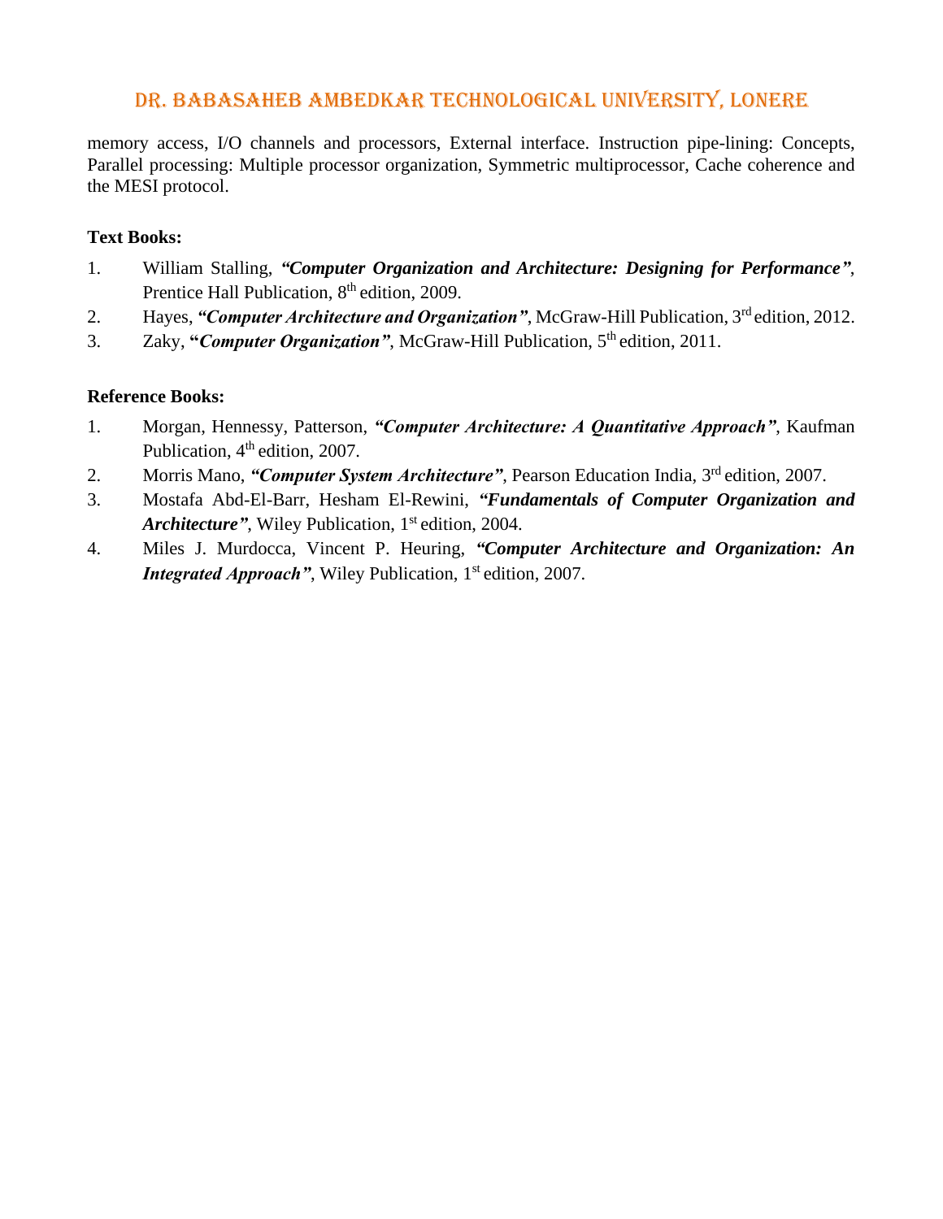memory access, I/O channels and processors, External interface. Instruction pipe-lining: Concepts, Parallel processing: Multiple processor organization, Symmetric multiprocessor, Cache coherence and the MESI protocol.

**Text Books:**

1. William Stalling, ***"Computer Organization and Architecture: Designing for Performance"***, Prentice Hall Publication, 8th edition, 2009.
2. Hayes, ***"Computer Architecture and Organization"***, McGraw-Hill Publication, 3rd edition, 2012.
3. Zaky, ***"Computer Organization"***, McGraw-Hill Publication, 5th edition, 2011.

**Reference Books:**

1. Morgan, Hennessy, Patterson, ***"Computer Architecture: A Quantitative Approach"***, Kaufman Publication, 4th edition, 2007.
2. Morris Mano, ***"Computer System Architecture"***, Pearson Education India, 3rd edition, 2007.
3. Mostafa Abd-El-Barr, Hesham El-Rewini, ***"Fundamentals of Computer Organization and Architecture"***, Wiley Publication, 1st edition, 2004.
4. Miles J. Murdocca, Vincent P. Heuring, ***"Computer Architecture and Organization: An Integrated Approach"***, Wiley Publication, 1st edition, 2007.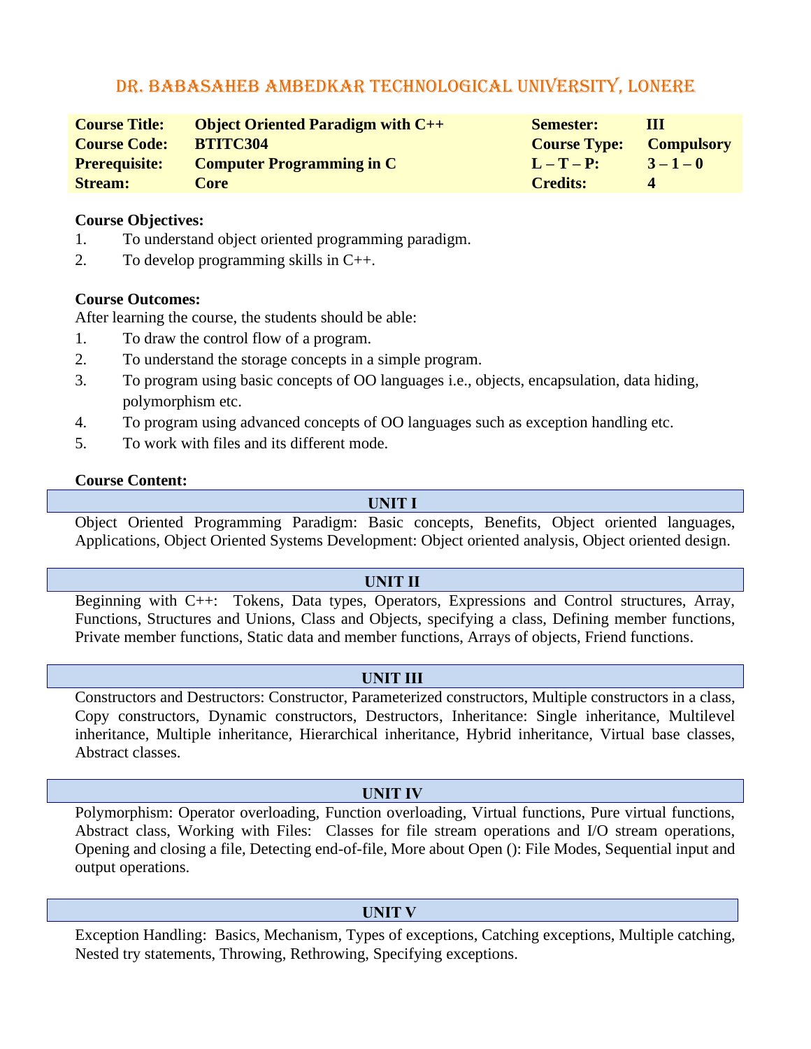# DR. BABASAHEB AMBEDKAR TECHNOLOGICAL UNIVERSITY, LONERE

| | | | |
|---|---|---|---|
| **Course Title:** | **Object Oriented Paradigm with C++** | **Semester:** | **III** |
| **Course Code:** | **BTITC304** | **Course Type:** | **Compulsory** |
| **Prerequisite:** | **Computer Programming in C** | **L – T – P:** | **3 – 1 – 0** |
| **Stream:** | **Core** | **Credits:** | **4** |

**Course Objectives:**

1. To understand object oriented programming paradigm.
2. To develop programming skills in C++.

**Course Outcomes:**

After learning the course, the students should be able:

1. To draw the control flow of a program.
2. To understand the storage concepts in a simple program.
3. To program using basic concepts of OO languages i.e., objects, encapsulation, data hiding, polymorphism etc.
4. To program using advanced concepts of OO languages such as exception handling etc.
5. To work with files and its different mode.

**Course Content:**

**UNIT I**

Object Oriented Programming Paradigm: Basic concepts, Benefits, Object oriented languages, Applications, Object Oriented Systems Development: Object oriented analysis, Object oriented design.

**UNIT II**

Beginning with C++: Tokens, Data types, Operators, Expressions and Control structures, Array, Functions, Structures and Unions, Class and Objects, specifying a class, Defining member functions, Private member functions, Static data and member functions, Arrays of objects, Friend functions.

**UNIT III**

Constructors and Destructors: Constructor, Parameterized constructors, Multiple constructors in a class, Copy constructors, Dynamic constructors, Destructors, Inheritance: Single inheritance, Multilevel inheritance, Multiple inheritance, Hierarchical inheritance, Hybrid inheritance, Virtual base classes, Abstract classes.

**UNIT IV**

Polymorphism: Operator overloading, Function overloading, Virtual functions, Pure virtual functions, Abstract class, Working with Files: Classes for file stream operations and I/O stream operations, Opening and closing a file, Detecting end-of-file, More about Open (): File Modes, Sequential input and output operations.

**UNIT V**

Exception Handling: Basics, Mechanism, Types of exceptions, Catching exceptions, Multiple catching, Nested try statements, Throwing, Rethrowing, Specifying exceptions.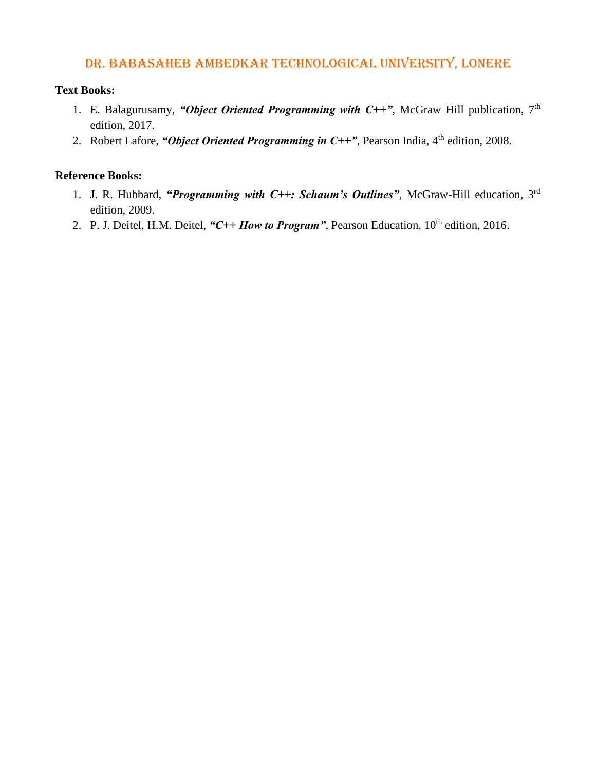**Text Books:**

1. E. Balagurusamy, ***"Object Oriented Programming with C++"***, McGraw Hill publication, 7th edition, 2017.
2. Robert Lafore, ***"Object Oriented Programming in C++"***, Pearson India, 4th edition, 2008.

**Reference Books:**

1. J. R. Hubbard, ***"Programming with C++: Schaum's Outlines"***, McGraw-Hill education, 3rd edition, 2009.
2. P. J. Deitel, H.M. Deitel, ***"C++ How to Program"***, Pearson Education, 10th edition, 2016.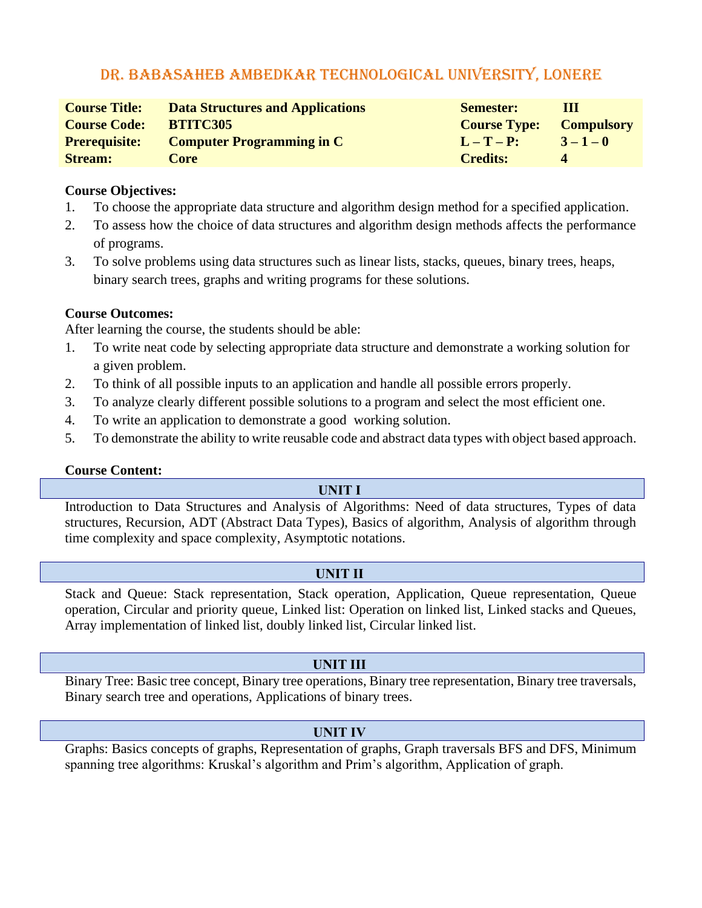# DR. BABASAHEB AMBEDKAR TECHNOLOGICAL UNIVERSITY, LONERE

| | | | |
|---|---|---|---|
| **Course Title:** | **Data Structures and Applications** | **Semester:** | **III** |
| **Course Code:** | **BTITC305** | **Course Type:** | **Compulsory** |
| **Prerequisite:** | **Computer Programming in C** | **L – T – P:** | **3 – 1 – 0** |
| **Stream:** | **Core** | **Credits:** | **4** |

**Course Objectives:**

1. To choose the appropriate data structure and algorithm design method for a specified application.
2. To assess how the choice of data structures and algorithm design methods affects the performance of programs.
3. To solve problems using data structures such as linear lists, stacks, queues, binary trees, heaps, binary search trees, graphs and writing programs for these solutions.

**Course Outcomes:**

After learning the course, the students should be able:

1. To write neat code by selecting appropriate data structure and demonstrate a working solution for a given problem.
2. To think of all possible inputs to an application and handle all possible errors properly.
3. To analyze clearly different possible solutions to a program and select the most efficient one.
4. To write an application to demonstrate a good working solution.
5. To demonstrate the ability to write reusable code and abstract data types with object based approach.

**Course Content:**

**UNIT I**

Introduction to Data Structures and Analysis of Algorithms: Need of data structures, Types of data structures, Recursion, ADT (Abstract Data Types), Basics of algorithm, Analysis of algorithm through time complexity and space complexity, Asymptotic notations.

**UNIT II**

Stack and Queue: Stack representation, Stack operation, Application, Queue representation, Queue operation, Circular and priority queue, Linked list: Operation on linked list, Linked stacks and Queues, Array implementation of linked list, doubly linked list, Circular linked list.

**UNIT III**

Binary Tree: Basic tree concept, Binary tree operations, Binary tree representation, Binary tree traversals, Binary search tree and operations, Applications of binary trees.

**UNIT IV**

Graphs: Basics concepts of graphs, Representation of graphs, Graph traversals BFS and DFS, Minimum spanning tree algorithms: Kruskal's algorithm and Prim's algorithm, Application of graph.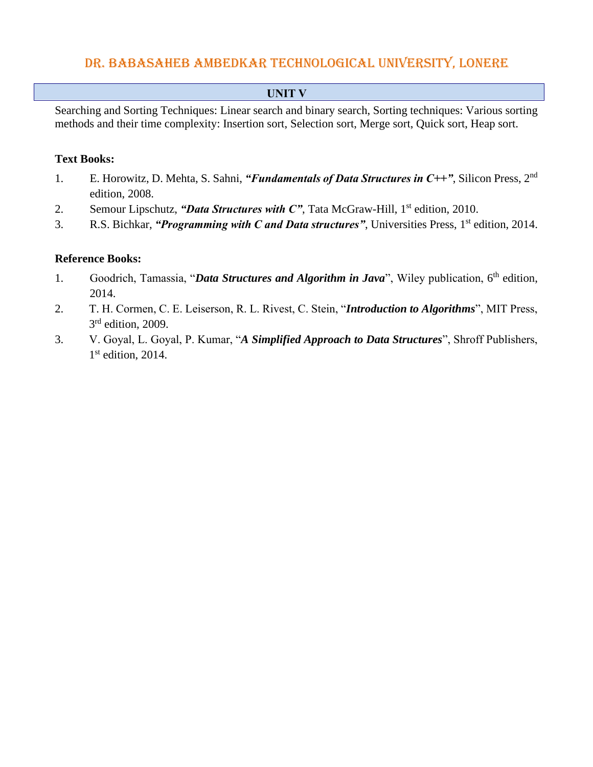## UNIT V

Searching and Sorting Techniques: Linear search and binary search, Sorting techniques: Various sorting methods and their time complexity: Insertion sort, Selection sort, Merge sort, Quick sort, Heap sort.

**Text Books:**

1. E. Horowitz, D. Mehta, S. Sahni, ***"Fundamentals of Data Structures in C++"***, Silicon Press, 2nd edition, 2008.
2. Semour Lipschutz, ***"Data Structures with C"***, Tata McGraw-Hill, 1st edition, 2010.
3. R.S. Bichkar, ***"Programming with C and Data structures"***, Universities Press, 1st edition, 2014.

**Reference Books:**

1. Goodrich, Tamassia, "***Data Structures and Algorithm in Java***", Wiley publication, 6th edition, 2014.
2. T. H. Cormen, C. E. Leiserson, R. L. Rivest, C. Stein, "***Introduction to Algorithms***", MIT Press, 3rd edition, 2009.
3. V. Goyal, L. Goyal, P. Kumar, "***A Simplified Approach to Data Structures***", Shroff Publishers, 1st edition, 2014.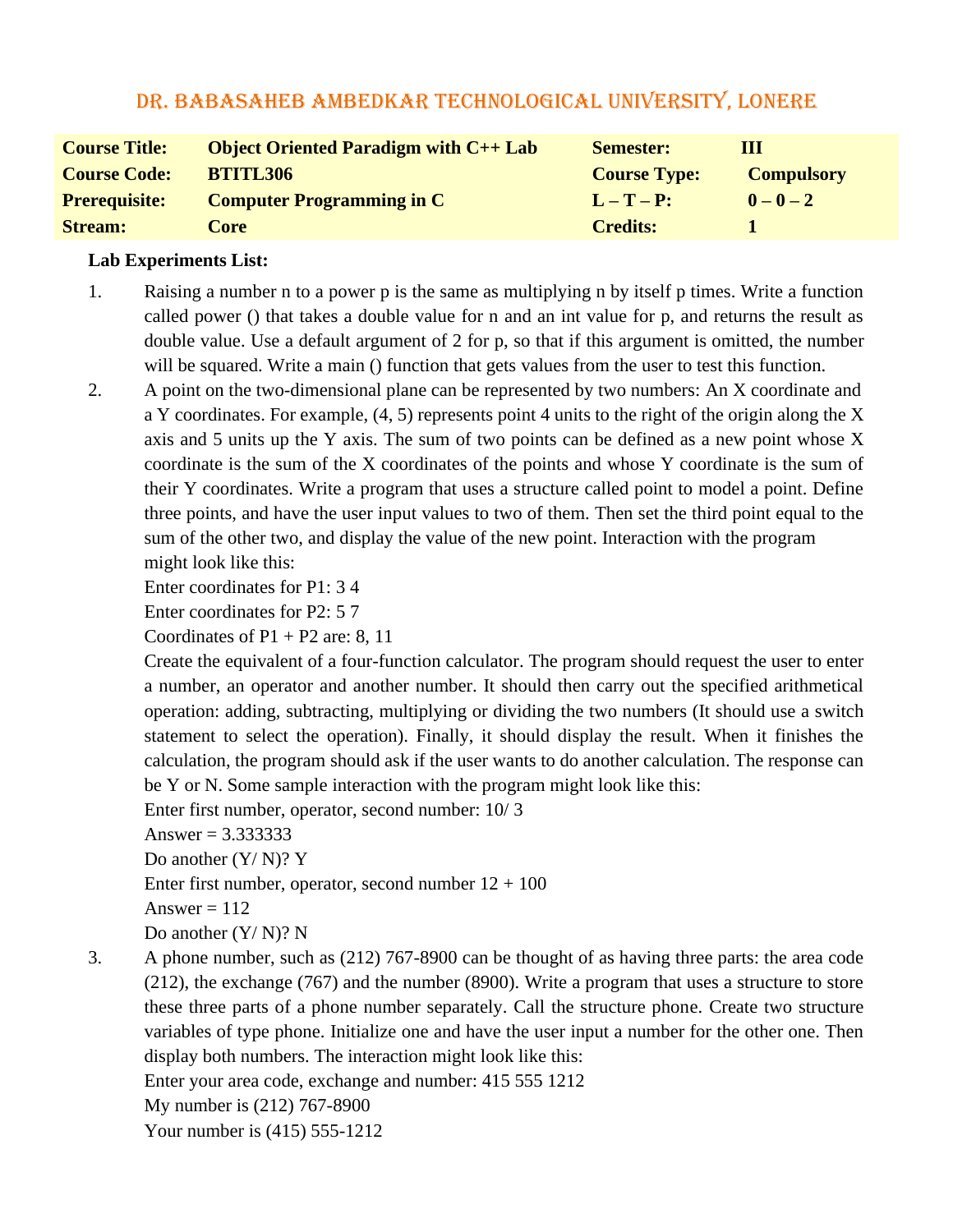# DR. BABASAHEB AMBEDKAR TECHNOLOGICAL UNIVERSITY, LONERE

| | | | |
|---|---|---|---|
| **Course Title:** | **Object Oriented Paradigm with C++ Lab** | **Semester:** | **III** |
| **Course Code:** | **BTITL306** | **Course Type:** | **Compulsory** |
| **Prerequisite:** | **Computer Programming in C** | **L – T – P:** | **0 – 0 – 2** |
| **Stream:** | **Core** | **Credits:** | **1** |

**Lab Experiments List:**

1. Raising a number n to a power p is the same as multiplying n by itself p times. Write a function called power () that takes a double value for n and an int value for p, and returns the result as double value. Use a default argument of 2 for p, so that if this argument is omitted, the number will be squared. Write a main () function that gets values from the user to test this function.

2. A point on the two-dimensional plane can be represented by two numbers: An X coordinate and a Y coordinates. For example, (4, 5) represents point 4 units to the right of the origin along the X axis and 5 units up the Y axis. The sum of two points can be defined as a new point whose X coordinate is the sum of the X coordinates of the points and whose Y coordinate is the sum of their Y coordinates. Write a program that uses a structure called point to model a point. Define three points, and have the user input values to two of them. Then set the third point equal to the sum of the other two, and display the value of the new point. Interaction with the program might look like this:

   Enter coordinates for P1: 3 4
   Enter coordinates for P2: 5 7
   Coordinates of P1 + P2 are: 8, 11

   Create the equivalent of a four-function calculator. The program should request the user to enter a number, an operator and another number. It should then carry out the specified arithmetical operation: adding, subtracting, multiplying or dividing the two numbers (It should use a switch statement to select the operation). Finally, it should display the result. When it finishes the calculation, the program should ask if the user wants to do another calculation. The response can be Y or N. Some sample interaction with the program might look like this:

   Enter first number, operator, second number: 10/ 3
   Answer = 3.333333
   Do another (Y/ N)? Y
   Enter first number, operator, second number 12 + 100
   Answer = 112
   Do another (Y/ N)? N

3. A phone number, such as (212) 767-8900 can be thought of as having three parts: the area code (212), the exchange (767) and the number (8900). Write a program that uses a structure to store these three parts of a phone number separately. Call the structure phone. Create two structure variables of type phone. Initialize one and have the user input a number for the other one. Then display both numbers. The interaction might look like this:

   Enter your area code, exchange and number: 415 555 1212
   My number is (212) 767-8900
   Your number is (415) 555-1212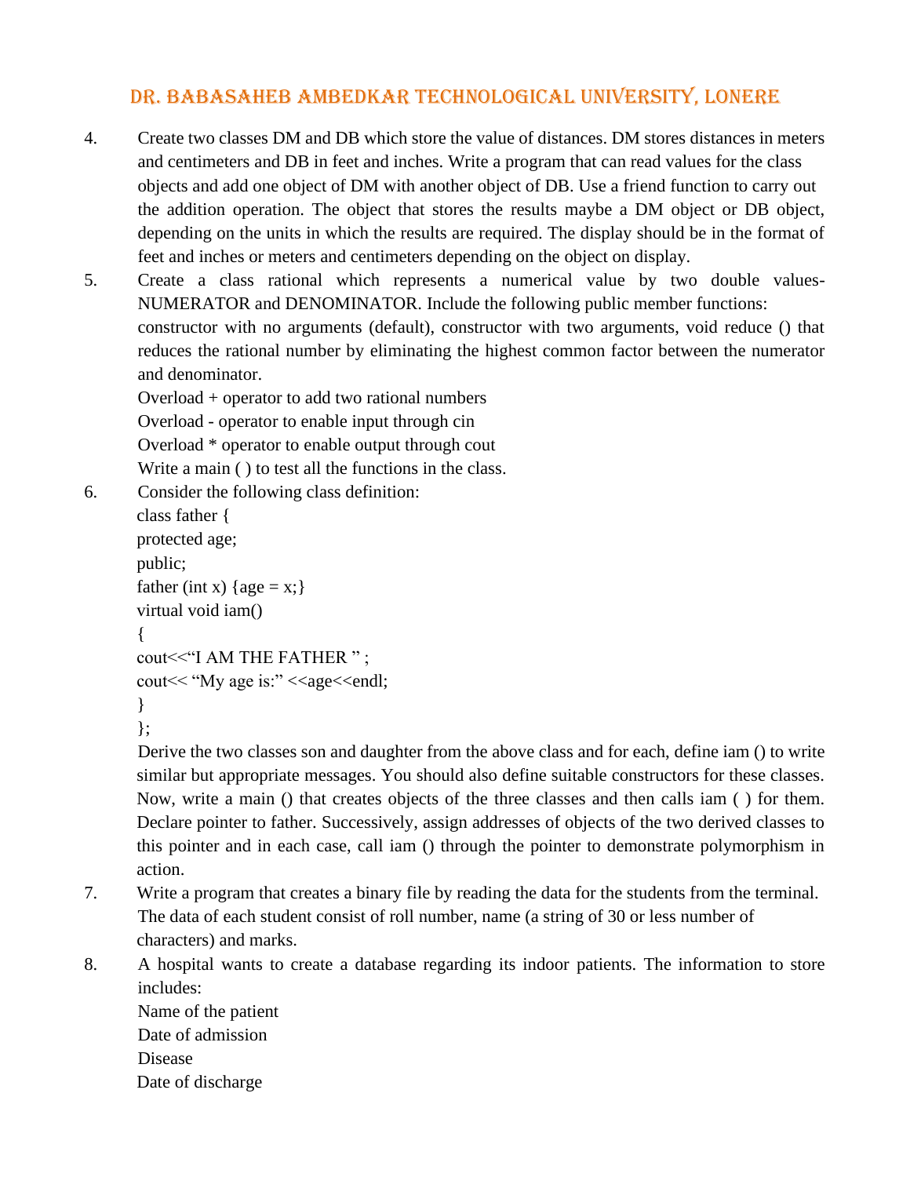4. Create two classes DM and DB which store the value of distances. DM stores distances in meters and centimeters and DB in feet and inches. Write a program that can read values for the class objects and add one object of DM with another object of DB. Use a friend function to carry out the addition operation. The object that stores the results maybe a DM object or DB object, depending on the units in which the results are required. The display should be in the format of feet and inches or meters and centimeters depending on the object on display.

5. Create a class rational which represents a numerical value by two double values- NUMERATOR and DENOMINATOR. Include the following public member functions:
   constructor with no arguments (default), constructor with two arguments, void reduce () that reduces the rational number by eliminating the highest common factor between the numerator and denominator.
   Overload + operator to add two rational numbers
   Overload - operator to enable input through cin
   Overload * operator to enable output through cout
   Write a main ( ) to test all the functions in the class.

6. Consider the following class definition:

```
class father {
protected age;
public;
father (int x) {age = x;}
virtual void iam()
{
cout<<"I AM THE FATHER " ;
cout<< "My age is:" <<age<<endl;
}
};
```

   Derive the two classes son and daughter from the above class and for each, define iam () to write similar but appropriate messages. You should also define suitable constructors for these classes. Now, write a main () that creates objects of the three classes and then calls iam ( ) for them. Declare pointer to father. Successively, assign addresses of objects of the two derived classes to this pointer and in each case, call iam () through the pointer to demonstrate polymorphism in action.

7. Write a program that creates a binary file by reading the data for the students from the terminal. The data of each student consist of roll number, name (a string of 30 or less number of characters) and marks.

8. A hospital wants to create a database regarding its indoor patients. The information to store includes:
   Name of the patient
   Date of admission
   Disease
   Date of discharge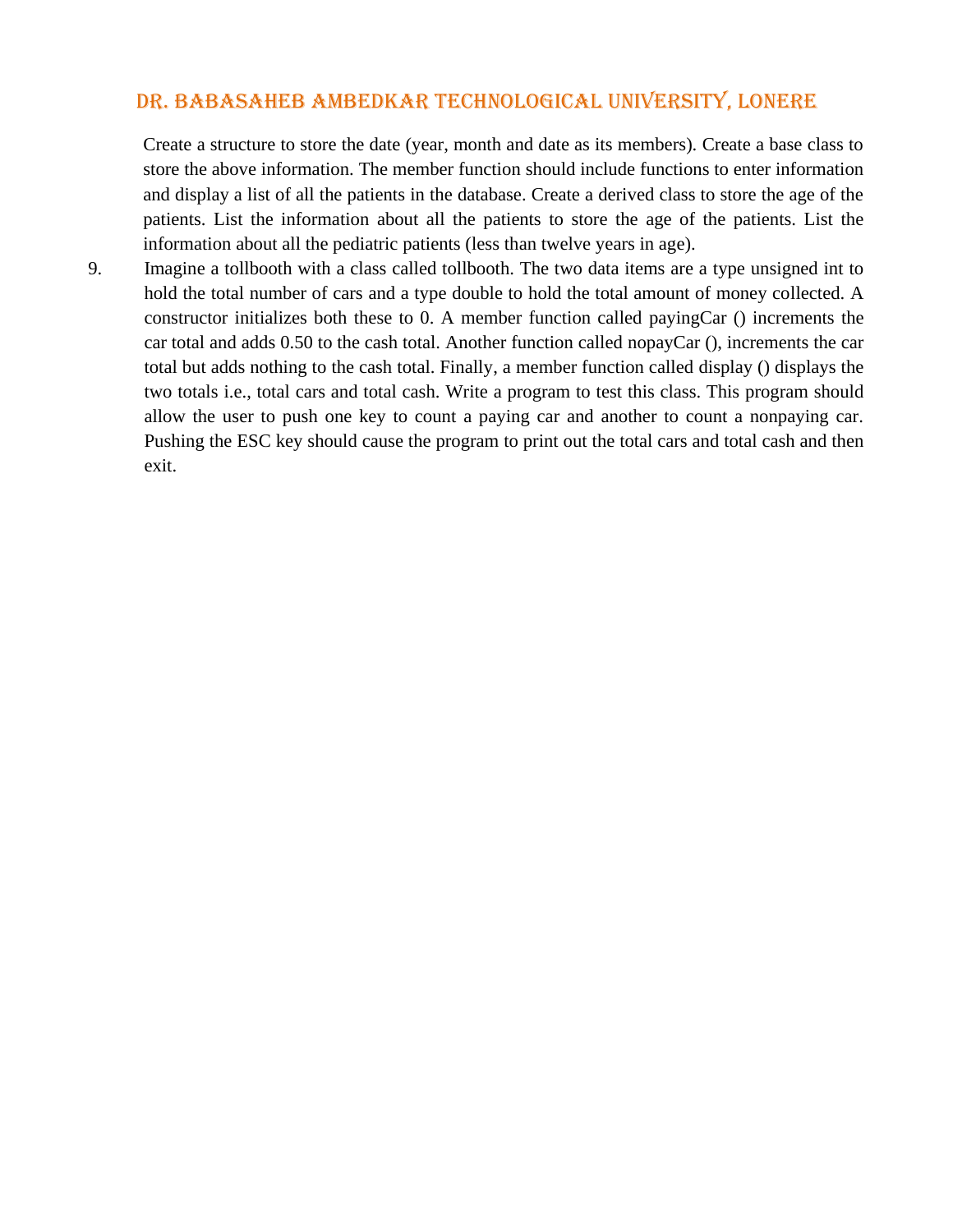Create a structure to store the date (year, month and date as its members). Create a base class to store the above information. The member function should include functions to enter information and display a list of all the patients in the database. Create a derived class to store the age of the patients. List the information about all the patients to store the age of the patients. List the information about all the pediatric patients (less than twelve years in age).

9. Imagine a tollbooth with a class called tollbooth. The two data items are a type unsigned int to hold the total number of cars and a type double to hold the total amount of money collected. A constructor initializes both these to 0. A member function called payingCar () increments the car total and adds 0.50 to the cash total. Another function called nopayCar (), increments the car total but adds nothing to the cash total. Finally, a member function called display () displays the two totals i.e., total cars and total cash. Write a program to test this class. This program should allow the user to push one key to count a paying car and another to count a nonpaying car. Pushing the ESC key should cause the program to print out the total cars and total cash and then exit.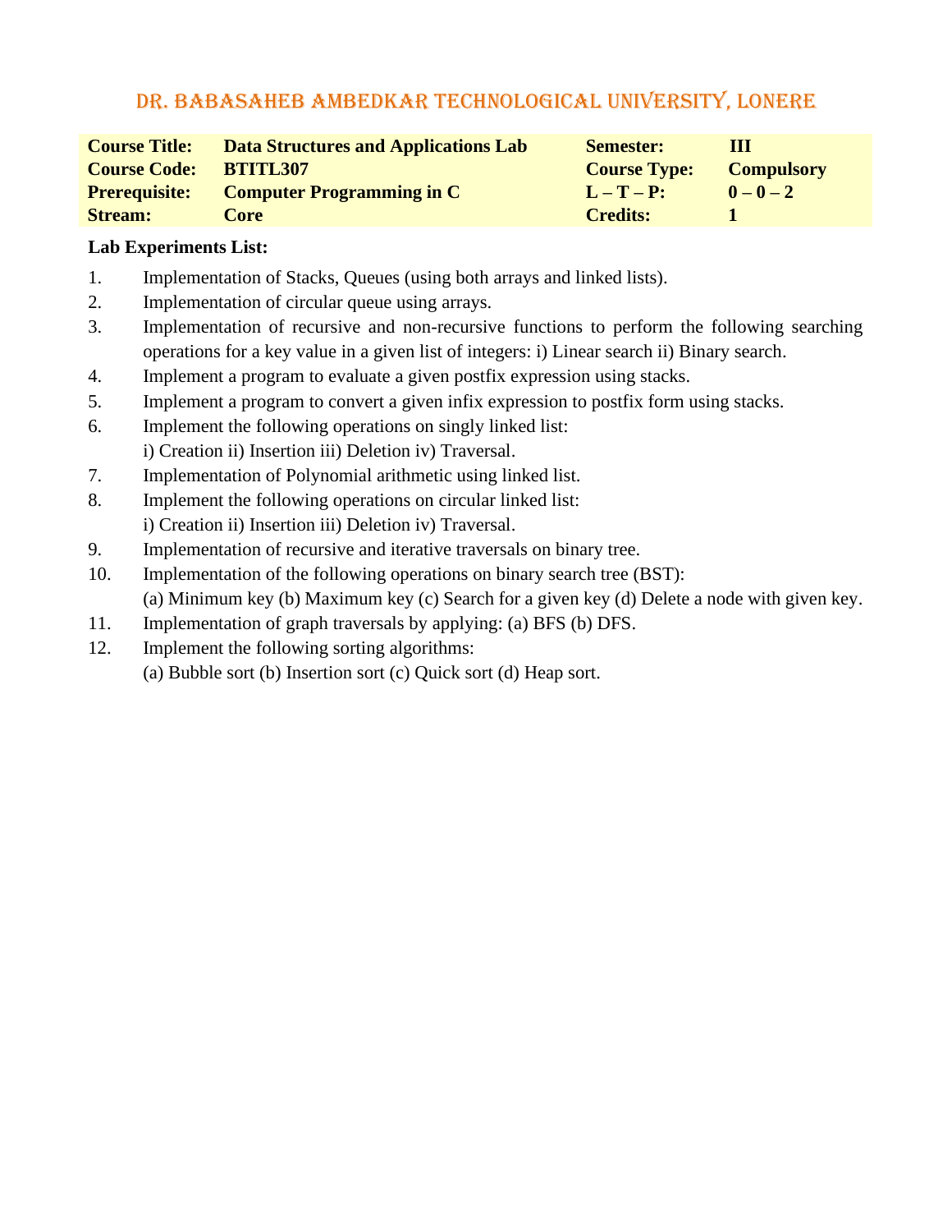# DR. BABASAHEB AMBEDKAR TECHNOLOGICAL UNIVERSITY, LONERE

| | | | |
|---|---|---|---|
| **Course Title:** | **Data Structures and Applications Lab** | **Semester:** | **III** |
| **Course Code:** | **BTITL307** | **Course Type:** | **Compulsory** |
| **Prerequisite:** | **Computer Programming in C** | **L – T – P:** | **0 – 0 – 2** |
| **Stream:** | **Core** | **Credits:** | **1** |

**Lab Experiments List:**

1. Implementation of Stacks, Queues (using both arrays and linked lists).
2. Implementation of circular queue using arrays.
3. Implementation of recursive and non-recursive functions to perform the following searching operations for a key value in a given list of integers: i) Linear search ii) Binary search.
4. Implement a program to evaluate a given postfix expression using stacks.
5. Implement a program to convert a given infix expression to postfix form using stacks.
6. Implement the following operations on singly linked list:
   i) Creation ii) Insertion iii) Deletion iv) Traversal.
7. Implementation of Polynomial arithmetic using linked list.
8. Implement the following operations on circular linked list:
   i) Creation ii) Insertion iii) Deletion iv) Traversal.
9. Implementation of recursive and iterative traversals on binary tree.
10. Implementation of the following operations on binary search tree (BST):
    (a) Minimum key (b) Maximum key (c) Search for a given key (d) Delete a node with given key.
11. Implementation of graph traversals by applying: (a) BFS (b) DFS.
12. Implement the following sorting algorithms:
    (a) Bubble sort (b) Insertion sort (c) Quick sort (d) Heap sort.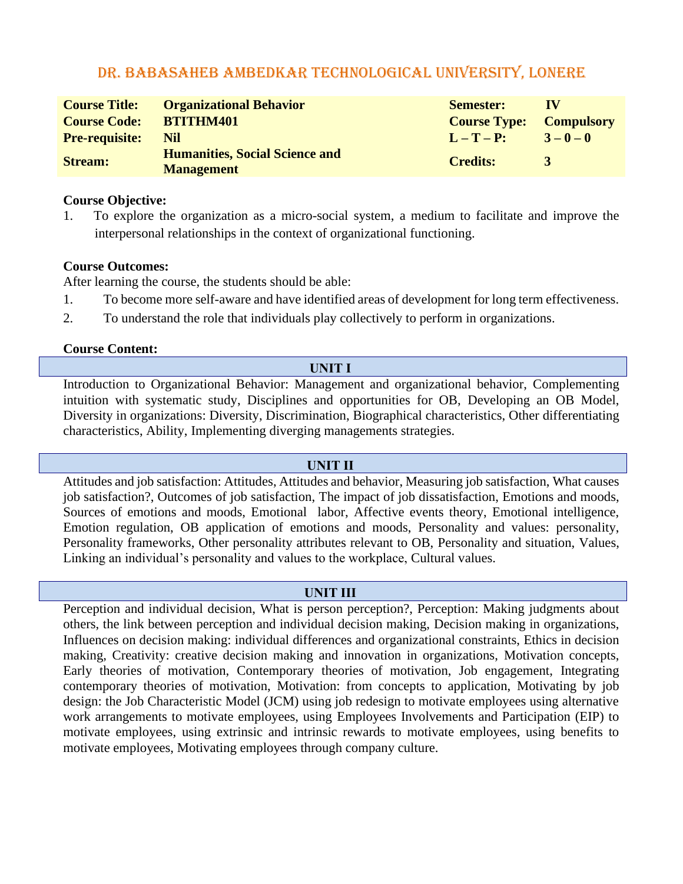# DR. BABASAHEB AMBEDKAR TECHNOLOGICAL UNIVERSITY, LONERE

| | | | |
|---|---|---|---|
| **Course Title:** | **Organizational Behavior** | **Semester:** | **IV** |
| **Course Code:** | **BTITHM401** | **Course Type:** | **Compulsory** |
| **Pre-requisite:** | **Nil** | **L – T – P:** | **3 – 0 – 0** |
| **Stream:** | **Humanities, Social Science and Management** | **Credits:** | **3** |

**Course Objective:**

1. To explore the organization as a micro-social system, a medium to facilitate and improve the interpersonal relationships in the context of organizational functioning.

**Course Outcomes:**

After learning the course, the students should be able:

1. To become more self-aware and have identified areas of development for long term effectiveness.
2. To understand the role that individuals play collectively to perform in organizations.

**Course Content:**

## UNIT I

Introduction to Organizational Behavior: Management and organizational behavior, Complementing intuition with systematic study, Disciplines and opportunities for OB, Developing an OB Model, Diversity in organizations: Diversity, Discrimination, Biographical characteristics, Other differentiating characteristics, Ability, Implementing diverging managements strategies.

## UNIT II

Attitudes and job satisfaction: Attitudes, Attitudes and behavior, Measuring job satisfaction, What causes job satisfaction?, Outcomes of job satisfaction, The impact of job dissatisfaction, Emotions and moods, Sources of emotions and moods, Emotional labor, Affective events theory, Emotional intelligence, Emotion regulation, OB application of emotions and moods, Personality and values: personality, Personality frameworks, Other personality attributes relevant to OB, Personality and situation, Values, Linking an individual's personality and values to the workplace, Cultural values.

## UNIT III

Perception and individual decision, What is person perception?, Perception: Making judgments about others, the link between perception and individual decision making, Decision making in organizations, Influences on decision making: individual differences and organizational constraints, Ethics in decision making, Creativity: creative decision making and innovation in organizations, Motivation concepts, Early theories of motivation, Contemporary theories of motivation, Job engagement, Integrating contemporary theories of motivation, Motivation: from concepts to application, Motivating by job design: the Job Characteristic Model (JCM) using job redesign to motivate employees using alternative work arrangements to motivate employees, using Employees Involvements and Participation (EIP) to motivate employees, using extrinsic and intrinsic rewards to motivate employees, using benefits to motivate employees, Motivating employees through company culture.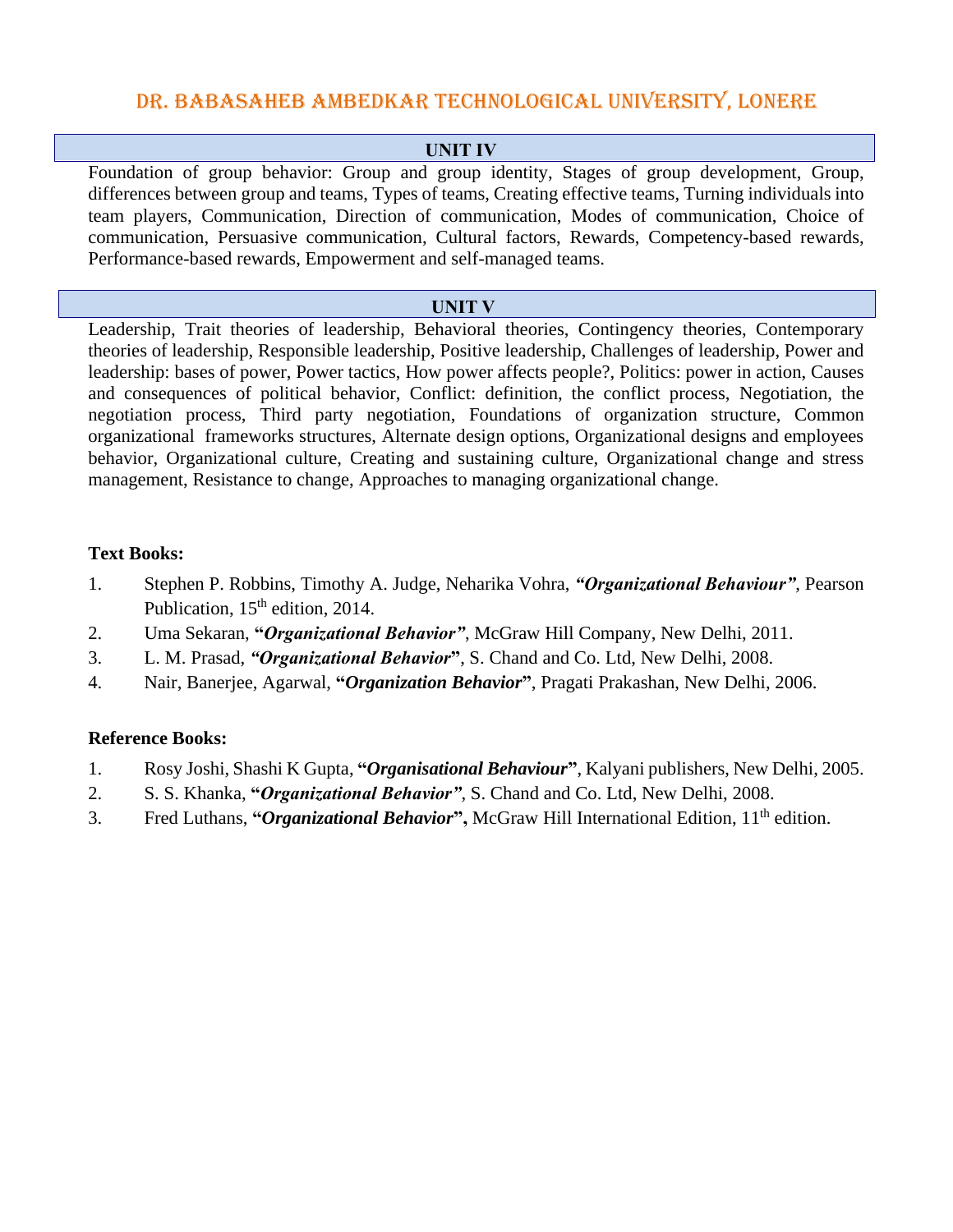## UNIT IV

Foundation of group behavior: Group and group identity, Stages of group development, Group, differences between group and teams, Types of teams, Creating effective teams, Turning individuals into team players, Communication, Direction of communication, Modes of communication, Choice of communication, Persuasive communication, Cultural factors, Rewards, Competency-based rewards, Performance-based rewards, Empowerment and self-managed teams.

## UNIT V

Leadership, Trait theories of leadership, Behavioral theories, Contingency theories, Contemporary theories of leadership, Responsible leadership, Positive leadership, Challenges of leadership, Power and leadership: bases of power, Power tactics, How power affects people?, Politics: power in action, Causes and consequences of political behavior, Conflict: definition, the conflict process, Negotiation, the negotiation process, Third party negotiation, Foundations of organization structure, Common organizational frameworks structures, Alternate design options, Organizational designs and employees behavior, Organizational culture, Creating and sustaining culture, Organizational change and stress management, Resistance to change, Approaches to managing organizational change.

**Text Books:**

1. Stephen P. Robbins, Timothy A. Judge, Neharika Vohra, ***"Organizational Behaviour"***, Pearson Publication, 15th edition, 2014.
2. Uma Sekaran, **"*Organizational Behavior*"**, McGraw Hill Company, New Delhi, 2011.
3. L. M. Prasad, ***"Organizational Behavior*"**, S. Chand and Co. Ltd, New Delhi, 2008.
4. Nair, Banerjee, Agarwal, **"*Organization Behavior*"**, Pragati Prakashan, New Delhi, 2006.

**Reference Books:**

1. Rosy Joshi, Shashi K Gupta, **"*Organisational Behaviour*"**, Kalyani publishers, New Delhi, 2005.
2. S. S. Khanka, **"*Organizational Behavior*"**, S. Chand and Co. Ltd, New Delhi, 2008.
3. Fred Luthans, **"*Organizational Behavior*",** McGraw Hill International Edition, 11th edition.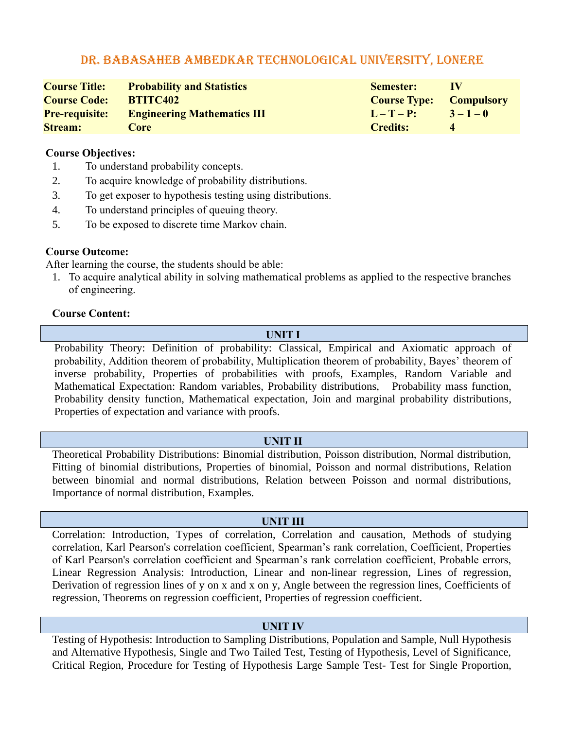# DR. BABASAHEB AMBEDKAR TECHNOLOGICAL UNIVERSITY, LONERE

| | | | |
|---|---|---|---|
| **Course Title:** | **Probability and Statistics** | **Semester:** | **IV** |
| **Course Code:** | **BTITC402** | **Course Type:** | **Compulsory** |
| **Pre-requisite:** | **Engineering Mathematics III** | **L – T – P:** | **3 – 1 – 0** |
| **Stream:** | **Core** | **Credits:** | **4** |

**Course Objectives:**

1. To understand probability concepts.
2. To acquire knowledge of probability distributions.
3. To get exposer to hypothesis testing using distributions.
4. To understand principles of queuing theory.
5. To be exposed to discrete time Markov chain.

**Course Outcome:**

After learning the course, the students should be able:

1. To acquire analytical ability in solving mathematical problems as applied to the respective branches of engineering.

**Course Content:**

**UNIT I**

Probability Theory: Definition of probability: Classical, Empirical and Axiomatic approach of probability, Addition theorem of probability, Multiplication theorem of probability, Bayes' theorem of inverse probability, Properties of probabilities with proofs, Examples, Random Variable and Mathematical Expectation: Random variables, Probability distributions, Probability mass function, Probability density function, Mathematical expectation, Join and marginal probability distributions, Properties of expectation and variance with proofs.

**UNIT II**

Theoretical Probability Distributions: Binomial distribution, Poisson distribution, Normal distribution, Fitting of binomial distributions, Properties of binomial, Poisson and normal distributions, Relation between binomial and normal distributions, Relation between Poisson and normal distributions, Importance of normal distribution, Examples.

**UNIT III**

Correlation: Introduction, Types of correlation, Correlation and causation, Methods of studying correlation, Karl Pearson's correlation coefficient, Spearman's rank correlation, Coefficient, Properties of Karl Pearson's correlation coefficient and Spearman's rank correlation coefficient, Probable errors, Linear Regression Analysis: Introduction, Linear and non-linear regression, Lines of regression, Derivation of regression lines of y on x and x on y, Angle between the regression lines, Coefficients of regression, Theorems on regression coefficient, Properties of regression coefficient.

**UNIT IV**

Testing of Hypothesis: Introduction to Sampling Distributions, Population and Sample, Null Hypothesis and Alternative Hypothesis, Single and Two Tailed Test, Testing of Hypothesis, Level of Significance, Critical Region, Procedure for Testing of Hypothesis Large Sample Test- Test for Single Proportion,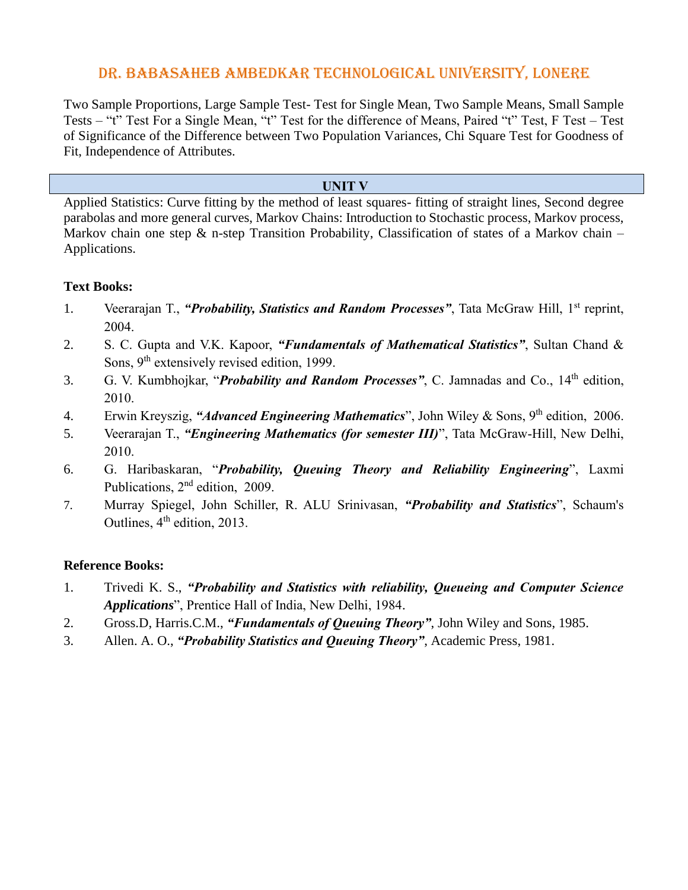Two Sample Proportions, Large Sample Test- Test for Single Mean, Two Sample Means, Small Sample Tests – "t" Test For a Single Mean, "t" Test for the difference of Means, Paired "t" Test, F Test – Test of Significance of the Difference between Two Population Variances, Chi Square Test for Goodness of Fit, Independence of Attributes.

## UNIT V

Applied Statistics: Curve fitting by the method of least squares- fitting of straight lines, Second degree parabolas and more general curves, Markov Chains: Introduction to Stochastic process, Markov process, Markov chain one step & n-step Transition Probability, Classification of states of a Markov chain – Applications.

**Text Books:**

1. Veerarajan T., ***"Probability, Statistics and Random Processes"***, Tata McGraw Hill, 1st reprint, 2004.
2. S. C. Gupta and V.K. Kapoor, ***"Fundamentals of Mathematical Statistics"***, Sultan Chand & Sons, 9th extensively revised edition, 1999.
3. G. V. Kumbhojkar, "***Probability and Random Processes"***, C. Jamnadas and Co., 14th edition, 2010.
4. Erwin Kreyszig, ***"Advanced Engineering Mathematics***", John Wiley & Sons, 9th edition, 2006.
5. Veerarajan T., ***"Engineering Mathematics (for semester III)***", Tata McGraw-Hill, New Delhi, 2010.
6. G. Haribaskaran, "***Probability, Queuing Theory and Reliability Engineering***", Laxmi Publications, 2nd edition, 2009.
7. Murray Spiegel, John Schiller, R. ALU Srinivasan, ***"Probability and Statistics***", Schaum's Outlines, 4th edition, 2013.

**Reference Books:**

1. Trivedi K. S., ***"Probability and Statistics with reliability, Queueing and Computer Science Applications***", Prentice Hall of India, New Delhi, 1984.
2. Gross.D, Harris.C.M., ***"Fundamentals of Queuing Theory"***, John Wiley and Sons, 1985.
3. Allen. A. O., ***"Probability Statistics and Queuing Theory"***, Academic Press, 1981.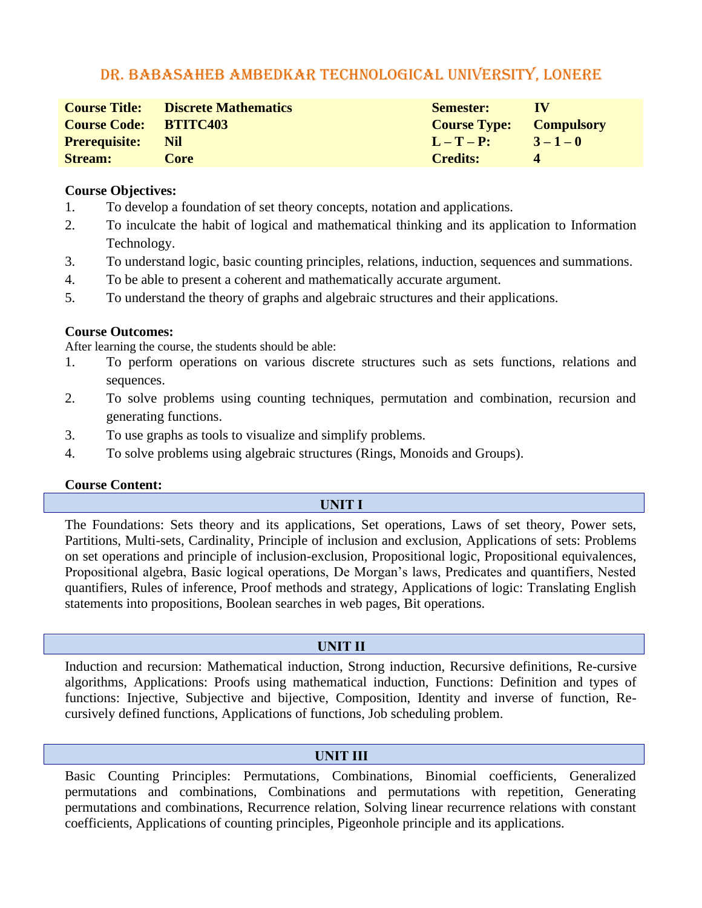# DR. BABASAHEB AMBEDKAR TECHNOLOGICAL UNIVERSITY, LONERE

| | | | |
|---|---|---|---|
| **Course Title:** | **Discrete Mathematics** | **Semester:** | **IV** |
| **Course Code:** | **BTITC403** | **Course Type:** | **Compulsory** |
| **Prerequisite:** | **Nil** | **L – T – P:** | **3 – 1 – 0** |
| **Stream:** | **Core** | **Credits:** | **4** |

**Course Objectives:**

1. To develop a foundation of set theory concepts, notation and applications.
2. To inculcate the habit of logical and mathematical thinking and its application to Information Technology.
3. To understand logic, basic counting principles, relations, induction, sequences and summations.
4. To be able to present a coherent and mathematically accurate argument.
5. To understand the theory of graphs and algebraic structures and their applications.

**Course Outcomes:**

After learning the course, the students should be able:

1. To perform operations on various discrete structures such as sets functions, relations and sequences.
2. To solve problems using counting techniques, permutation and combination, recursion and generating functions.
3. To use graphs as tools to visualize and simplify problems.
4. To solve problems using algebraic structures (Rings, Monoids and Groups).

**Course Content:**

### UNIT I

The Foundations: Sets theory and its applications, Set operations, Laws of set theory, Power sets, Partitions, Multi-sets, Cardinality, Principle of inclusion and exclusion, Applications of sets: Problems on set operations and principle of inclusion-exclusion, Propositional logic, Propositional equivalences, Propositional algebra, Basic logical operations, De Morgan's laws, Predicates and quantifiers, Nested quantifiers, Rules of inference, Proof methods and strategy, Applications of logic: Translating English statements into propositions, Boolean searches in web pages, Bit operations.

### UNIT II

Induction and recursion: Mathematical induction, Strong induction, Recursive definitions, Re-cursive algorithms, Applications: Proofs using mathematical induction, Functions: Definition and types of functions: Injective, Subjective and bijective, Composition, Identity and inverse of function, Re-cursively defined functions, Applications of functions, Job scheduling problem.

### UNIT III

Basic Counting Principles: Permutations, Combinations, Binomial coefficients, Generalized permutations and combinations, Combinations and permutations with repetition, Generating permutations and combinations, Recurrence relation, Solving linear recurrence relations with constant coefficients, Applications of counting principles, Pigeonhole principle and its applications.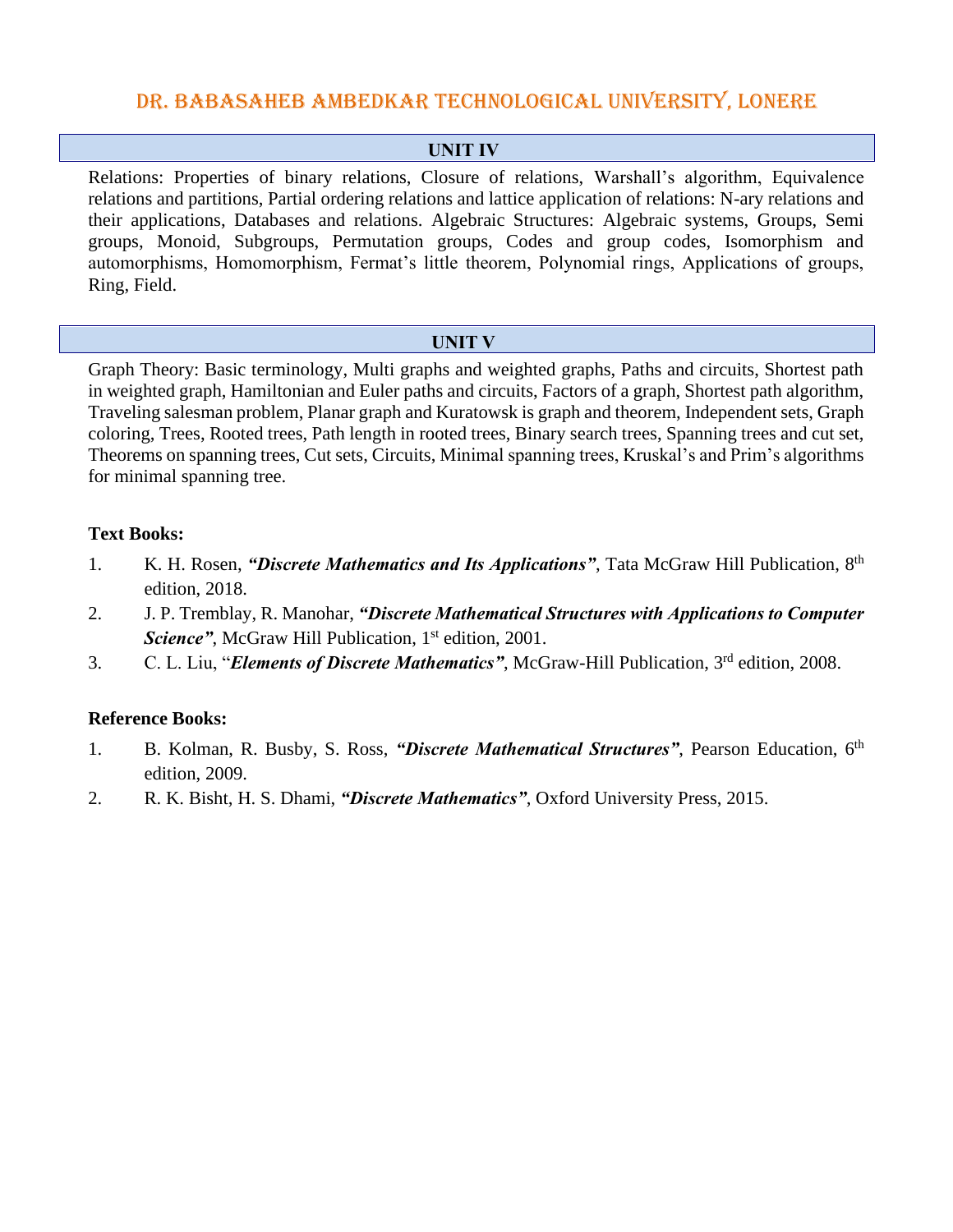## UNIT IV

Relations: Properties of binary relations, Closure of relations, Warshall's algorithm, Equivalence relations and partitions, Partial ordering relations and lattice application of relations: N-ary relations and their applications, Databases and relations. Algebraic Structures: Algebraic systems, Groups, Semi groups, Monoid, Subgroups, Permutation groups, Codes and group codes, Isomorphism and automorphisms, Homomorphism, Fermat's little theorem, Polynomial rings, Applications of groups, Ring, Field.

## UNIT V

Graph Theory: Basic terminology, Multi graphs and weighted graphs, Paths and circuits, Shortest path in weighted graph, Hamiltonian and Euler paths and circuits, Factors of a graph, Shortest path algorithm, Traveling salesman problem, Planar graph and Kuratowsk is graph and theorem, Independent sets, Graph coloring, Trees, Rooted trees, Path length in rooted trees, Binary search trees, Spanning trees and cut set, Theorems on spanning trees, Cut sets, Circuits, Minimal spanning trees, Kruskal's and Prim's algorithms for minimal spanning tree.

**Text Books:**

1. K. H. Rosen, ***"Discrete Mathematics and Its Applications"***, Tata McGraw Hill Publication, 8th edition, 2018.
2. J. P. Tremblay, R. Manohar, ***"Discrete Mathematical Structures with Applications to Computer Science"***, McGraw Hill Publication, 1st edition, 2001.
3. C. L. Liu, "***Elements of Discrete Mathematics"***, McGraw-Hill Publication, 3rd edition, 2008.

**Reference Books:**

1. B. Kolman, R. Busby, S. Ross, ***"Discrete Mathematical Structures"***, Pearson Education, 6th edition, 2009.
2. R. K. Bisht, H. S. Dhami, ***"Discrete Mathematics"***, Oxford University Press, 2015.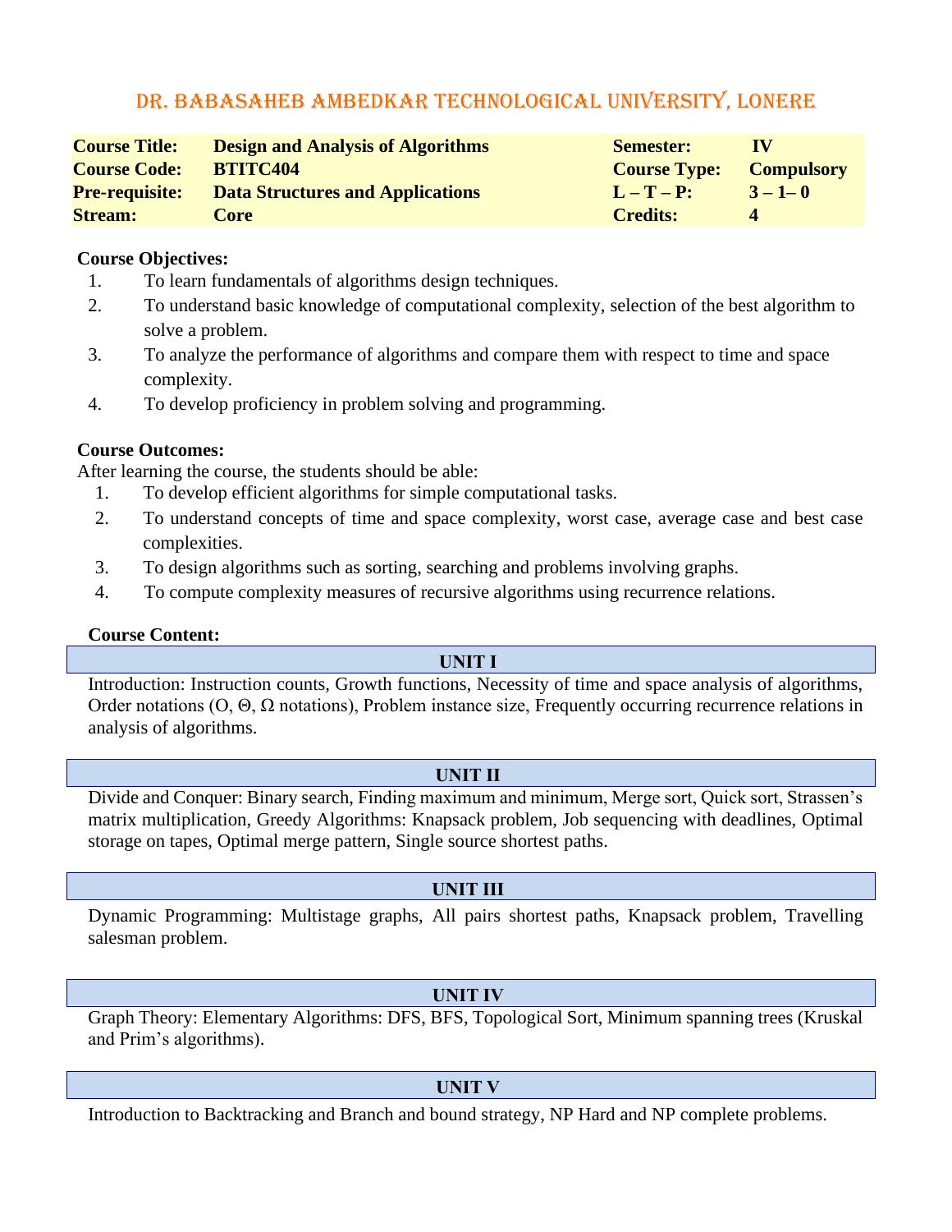# DR. BABASAHEB AMBEDKAR TECHNOLOGICAL UNIVERSITY, LONERE

| | | | |
|---|---|---|---|
| **Course Title:** | **Design and Analysis of Algorithms** | **Semester:** | **IV** |
| **Course Code:** | **BTITC404** | **Course Type:** | **Compulsory** |
| **Pre-requisite:** | **Data Structures and Applications** | **L – T – P:** | **3 – 1– 0** |
| **Stream:** | **Core** | **Credits:** | **4** |

**Course Objectives:**

1. To learn fundamentals of algorithms design techniques.
2. To understand basic knowledge of computational complexity, selection of the best algorithm to solve a problem.
3. To analyze the performance of algorithms and compare them with respect to time and space complexity.
4. To develop proficiency in problem solving and programming.

**Course Outcomes:**

After learning the course, the students should be able:

1. To develop efficient algorithms for simple computational tasks.
2. To understand concepts of time and space complexity, worst case, average case and best case complexities.
3. To design algorithms such as sorting, searching and problems involving graphs.
4. To compute complexity measures of recursive algorithms using recurrence relations.

**Course Content:**

### UNIT I

Introduction: Instruction counts, Growth functions, Necessity of time and space analysis of algorithms, Order notations (O, Θ, Ω notations), Problem instance size, Frequently occurring recurrence relations in analysis of algorithms.

### UNIT II

Divide and Conquer: Binary search, Finding maximum and minimum, Merge sort, Quick sort, Strassen's matrix multiplication, Greedy Algorithms: Knapsack problem, Job sequencing with deadlines, Optimal storage on tapes, Optimal merge pattern, Single source shortest paths.

### UNIT III

Dynamic Programming: Multistage graphs, All pairs shortest paths, Knapsack problem, Travelling salesman problem.

### UNIT IV

Graph Theory: Elementary Algorithms: DFS, BFS, Topological Sort, Minimum spanning trees (Kruskal and Prim's algorithms).

### UNIT V

Introduction to Backtracking and Branch and bound strategy, NP Hard and NP complete problems.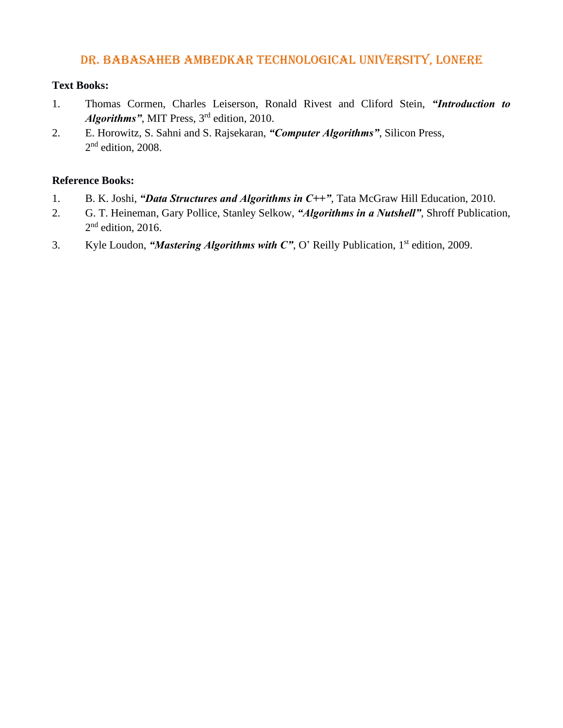**Text Books:**

1. Thomas Cormen, Charles Leiserson, Ronald Rivest and Cliford Stein, ***"Introduction to Algorithms"***, MIT Press, 3rd edition, 2010.
2. E. Horowitz, S. Sahni and S. Rajsekaran, ***"Computer Algorithms"***, Silicon Press, 2nd edition, 2008.

**Reference Books:**

1. B. K. Joshi, ***"Data Structures and Algorithms in C++"***, Tata McGraw Hill Education, 2010.
2. G. T. Heineman, Gary Pollice, Stanley Selkow, ***"Algorithms in a Nutshell"***, Shroff Publication, 2nd edition, 2016.
3. Kyle Loudon, ***"Mastering Algorithms with C"***, O' Reilly Publication, 1st edition, 2009.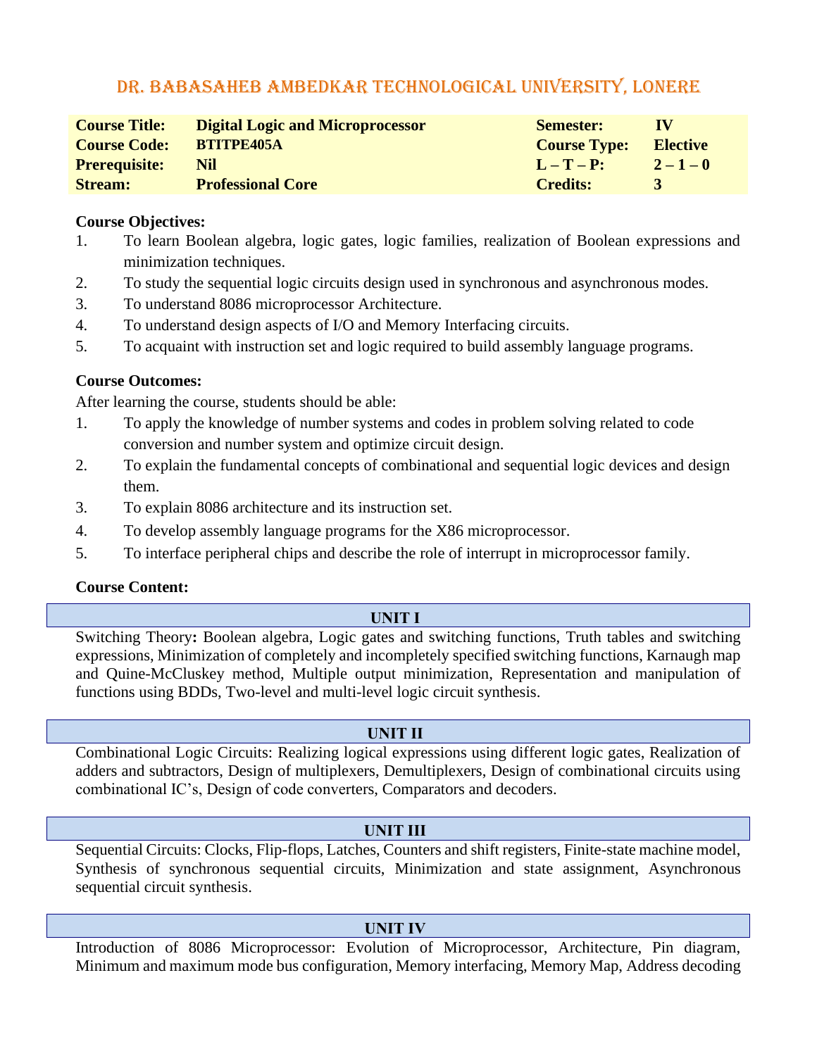# DR. BABASAHEB AMBEDKAR TECHNOLOGICAL UNIVERSITY, LONERE

| **Course Title:** | **Digital Logic and Microprocessor** | **Semester:** | **IV** |
|---|---|---|---|
| **Course Code:** | **BTITPE405A** | **Course Type:** | **Elective** |
| **Prerequisite:** | **Nil** | **L – T – P:** | **2 – 1 – 0** |
| **Stream:** | **Professional Core** | **Credits:** | **3** |

**Course Objectives:**

1. To learn Boolean algebra, logic gates, logic families, realization of Boolean expressions and minimization techniques.
2. To study the sequential logic circuits design used in synchronous and asynchronous modes.
3. To understand 8086 microprocessor Architecture.
4. To understand design aspects of I/O and Memory Interfacing circuits.
5. To acquaint with instruction set and logic required to build assembly language programs.

**Course Outcomes:**

After learning the course, students should be able:

1. To apply the knowledge of number systems and codes in problem solving related to code conversion and number system and optimize circuit design.
2. To explain the fundamental concepts of combinational and sequential logic devices and design them.
3. To explain 8086 architecture and its instruction set.
4. To develop assembly language programs for the X86 microprocessor.
5. To interface peripheral chips and describe the role of interrupt in microprocessor family.

**Course Content:**

### UNIT I

Switching Theory**:** Boolean algebra, Logic gates and switching functions, Truth tables and switching expressions, Minimization of completely and incompletely specified switching functions, Karnaugh map and Quine-McCluskey method, Multiple output minimization, Representation and manipulation of functions using BDDs, Two-level and multi-level logic circuit synthesis.

### UNIT II

Combinational Logic Circuits: Realizing logical expressions using different logic gates, Realization of adders and subtractors, Design of multiplexers, Demultiplexers, Design of combinational circuits using combinational IC's, Design of code converters, Comparators and decoders.

### UNIT III

Sequential Circuits: Clocks, Flip-flops, Latches, Counters and shift registers, Finite-state machine model, Synthesis of synchronous sequential circuits, Minimization and state assignment, Asynchronous sequential circuit synthesis.

### UNIT IV

Introduction of 8086 Microprocessor: Evolution of Microprocessor, Architecture, Pin diagram, Minimum and maximum mode bus configuration, Memory interfacing, Memory Map, Address decoding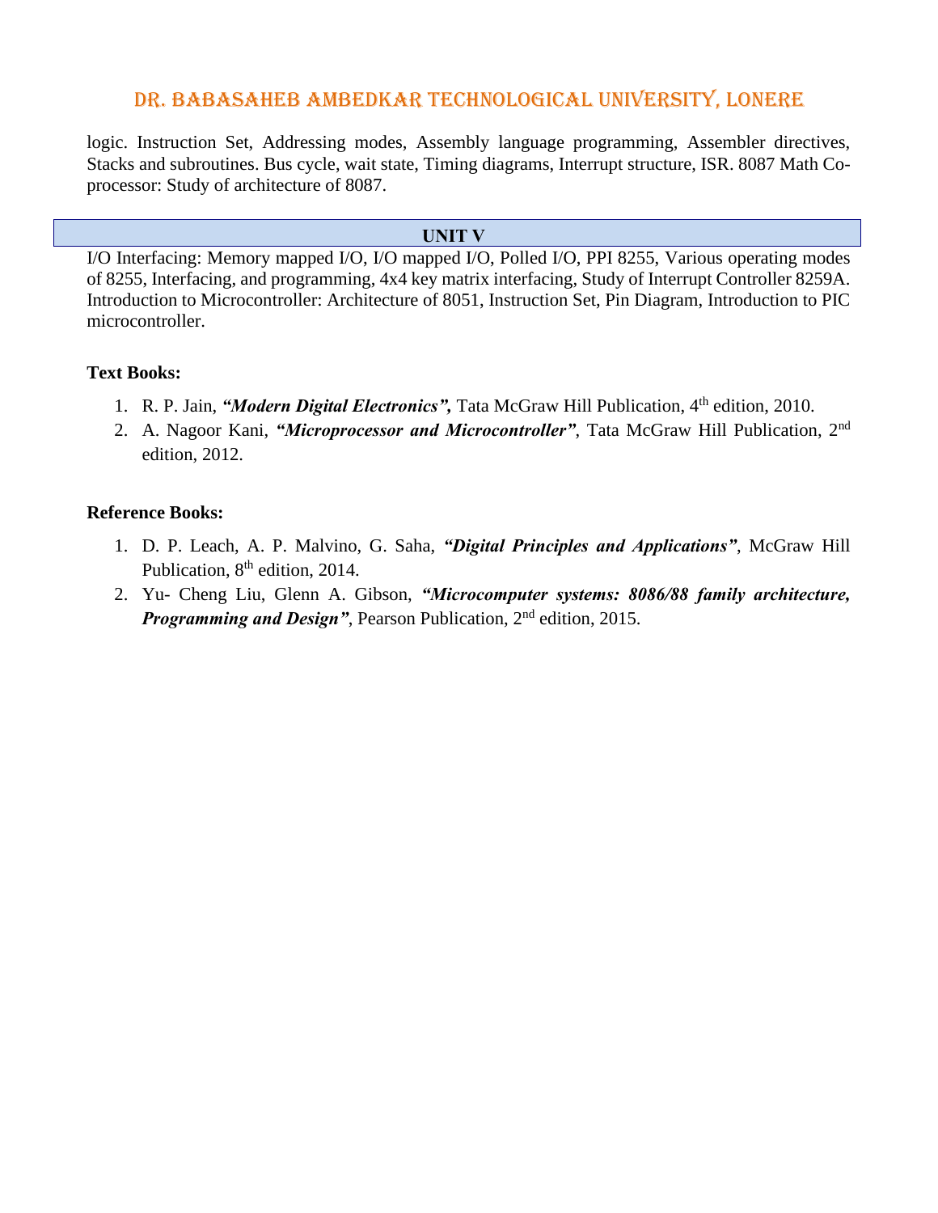logic. Instruction Set, Addressing modes, Assembly language programming, Assembler directives, Stacks and subroutines. Bus cycle, wait state, Timing diagrams, Interrupt structure, ISR. 8087 Math Co-processor: Study of architecture of 8087.

## UNIT V

I/O Interfacing: Memory mapped I/O, I/O mapped I/O, Polled I/O, PPI 8255, Various operating modes of 8255, Interfacing, and programming, 4x4 key matrix interfacing, Study of Interrupt Controller 8259A. Introduction to Microcontroller: Architecture of 8051, Instruction Set, Pin Diagram, Introduction to PIC microcontroller.

**Text Books:**

1. R. P. Jain, ***"Modern Digital Electronics",*** Tata McGraw Hill Publication, 4th edition, 2010.
2. A. Nagoor Kani, ***"Microprocessor and Microcontroller"***, Tata McGraw Hill Publication, 2nd edition, 2012.

**Reference Books:**

1. D. P. Leach, A. P. Malvino, G. Saha, ***"Digital Principles and Applications"***, McGraw Hill Publication, 8th edition, 2014.
2. Yu- Cheng Liu, Glenn A. Gibson, ***"Microcomputer systems: 8086/88 family architecture, Programming and Design"***, Pearson Publication, 2nd edition, 2015.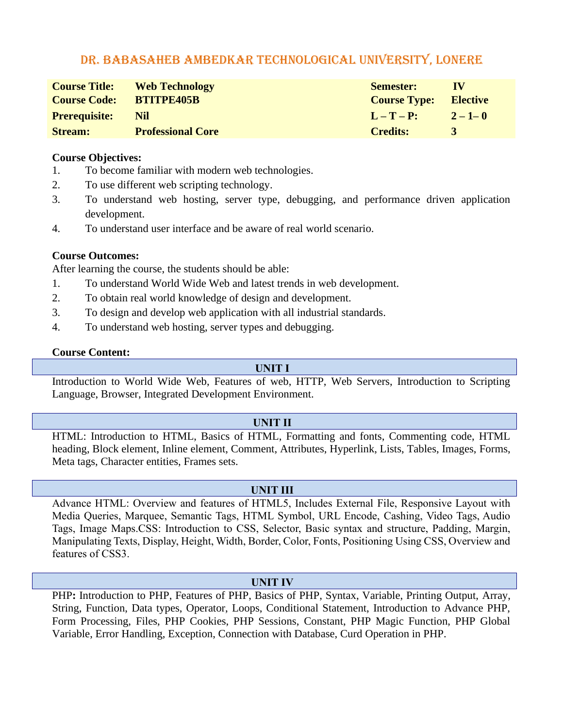## DR. BABASAHEB AMBEDKAR TECHNOLOGICAL UNIVERSITY, LONERE

| | | | |
|---|---|---|---|
| **Course Title:** | **Web Technology** | **Semester:** | **IV** |
| **Course Code:** | **BTITPE405B** | **Course Type:** | **Elective** |
| **Prerequisite:** | **Nil** | **L – T – P:** | **2 – 1– 0** |
| **Stream:** | **Professional Core** | **Credits:** | **3** |

**Course Objectives:**

1. To become familiar with modern web technologies.
2. To use different web scripting technology.
3. To understand web hosting, server type, debugging, and performance driven application development.
4. To understand user interface and be aware of real world scenario.

**Course Outcomes:**

After learning the course, the students should be able:

1. To understand World Wide Web and latest trends in web development.
2. To obtain real world knowledge of design and development.
3. To design and develop web application with all industrial standards.
4. To understand web hosting, server types and debugging.

**Course Content:**

### UNIT I

Introduction to World Wide Web, Features of web, HTTP, Web Servers, Introduction to Scripting Language, Browser, Integrated Development Environment.

### UNIT II

HTML: Introduction to HTML, Basics of HTML, Formatting and fonts, Commenting code, HTML heading, Block element, Inline element, Comment, Attributes, Hyperlink, Lists, Tables, Images, Forms, Meta tags, Character entities, Frames sets.

### UNIT III

Advance HTML: Overview and features of HTML5, Includes External File, Responsive Layout with Media Queries, Marquee, Semantic Tags, HTML Symbol, URL Encode, Cashing, Video Tags, Audio Tags, Image Maps.CSS: Introduction to CSS, Selector, Basic syntax and structure, Padding, Margin, Manipulating Texts, Display, Height, Width, Border, Color, Fonts, Positioning Using CSS, Overview and features of CSS3.

### UNIT IV

PHP**:** Introduction to PHP, Features of PHP, Basics of PHP, Syntax, Variable, Printing Output, Array, String, Function, Data types, Operator, Loops, Conditional Statement, Introduction to Advance PHP, Form Processing, Files, PHP Cookies, PHP Sessions, Constant, PHP Magic Function, PHP Global Variable, Error Handling, Exception, Connection with Database, Curd Operation in PHP.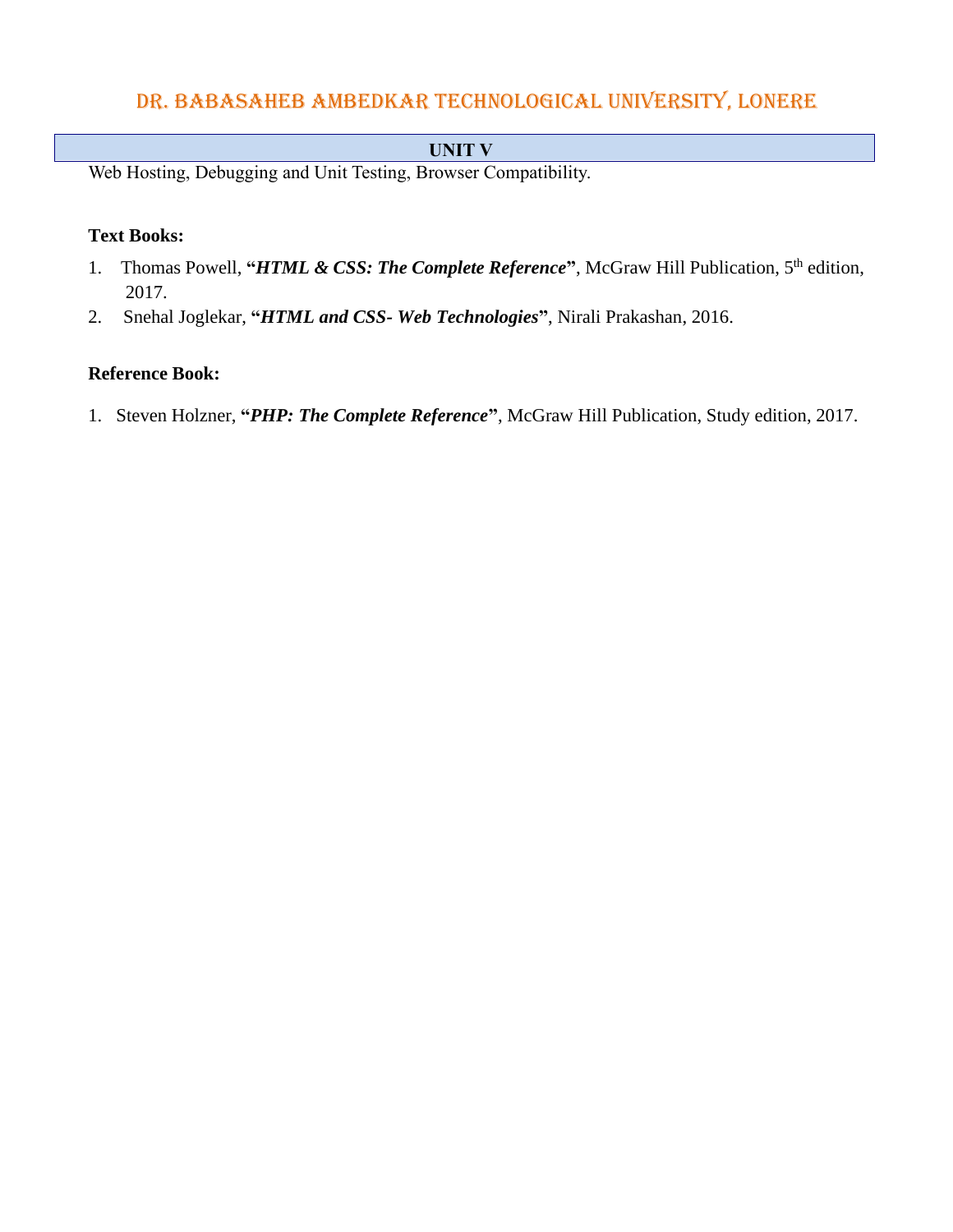### UNIT V

Web Hosting, Debugging and Unit Testing, Browser Compatibility.

**Text Books:**

1. Thomas Powell, **"*HTML & CSS: The Complete Reference*"**, McGraw Hill Publication, $5^{th}$ edition, 2017.
2. Snehal Joglekar, **"*HTML and CSS- Web Technologies*"**, Nirali Prakashan, 2016.

**Reference Book:**

1. Steven Holzner, **"*PHP: The Complete Reference*"**, McGraw Hill Publication, Study edition, 2017.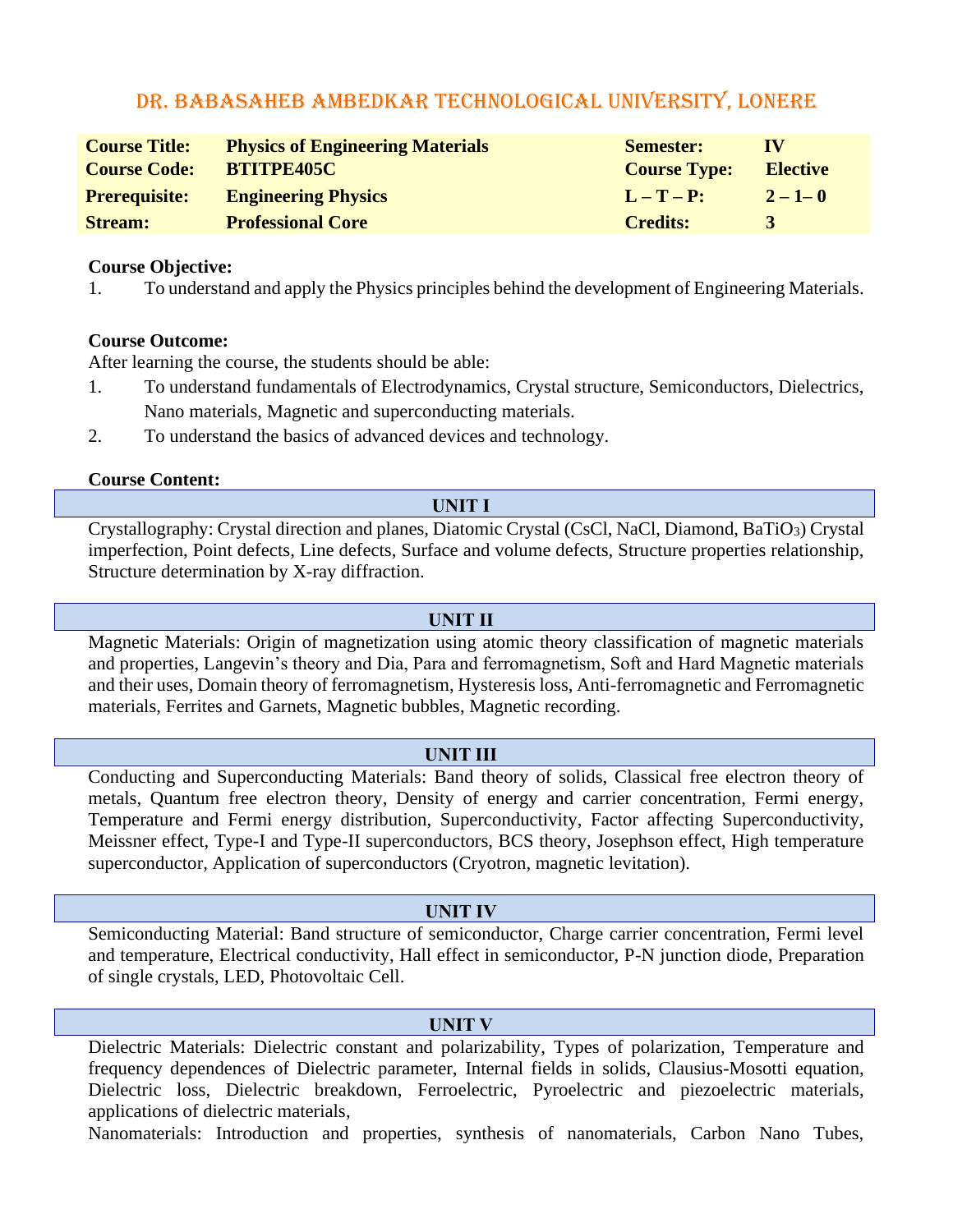# DR. BABASAHEB AMBEDKAR TECHNOLOGICAL UNIVERSITY, LONERE

| | | | |
|---|---|---|---|
| **Course Title:** | **Physics of Engineering Materials** | **Semester:** | **IV** |
| **Course Code:** | **BTITPE405C** | **Course Type:** | **Elective** |
| **Prerequisite:** | **Engineering Physics** | **L – T – P:** | **2 – 1– 0** |
| **Stream:** | **Professional Core** | **Credits:** | **3** |

**Course Objective:**

1. To understand and apply the Physics principles behind the development of Engineering Materials.

**Course Outcome:**

After learning the course, the students should be able:

1. To understand fundamentals of Electrodynamics, Crystal structure, Semiconductors, Dielectrics, Nano materials, Magnetic and superconducting materials.
2. To understand the basics of advanced devices and technology.

**Course Content:**

### UNIT I

Crystallography: Crystal direction and planes, Diatomic Crystal (CsCl, NaCl, Diamond, $BaTiO_3$) Crystal imperfection, Point defects, Line defects, Surface and volume defects, Structure properties relationship, Structure determination by X-ray diffraction.

### UNIT II

Magnetic Materials: Origin of magnetization using atomic theory classification of magnetic materials and properties, Langevin's theory and Dia, Para and ferromagnetism, Soft and Hard Magnetic materials and their uses, Domain theory of ferromagnetism, Hysteresis loss, Anti-ferromagnetic and Ferromagnetic materials, Ferrites and Garnets, Magnetic bubbles, Magnetic recording.

### UNIT III

Conducting and Superconducting Materials: Band theory of solids, Classical free electron theory of metals, Quantum free electron theory, Density of energy and carrier concentration, Fermi energy, Temperature and Fermi energy distribution, Superconductivity, Factor affecting Superconductivity, Meissner effect, Type-I and Type-II superconductors, BCS theory, Josephson effect, High temperature superconductor, Application of superconductors (Cryotron, magnetic levitation).

### UNIT IV

Semiconducting Material: Band structure of semiconductor, Charge carrier concentration, Fermi level and temperature, Electrical conductivity, Hall effect in semiconductor, P-N junction diode, Preparation of single crystals, LED, Photovoltaic Cell.

### UNIT V

Dielectric Materials: Dielectric constant and polarizability, Types of polarization, Temperature and frequency dependences of Dielectric parameter, Internal fields in solids, Clausius-Mosotti equation, Dielectric loss, Dielectric breakdown, Ferroelectric, Pyroelectric and piezoelectric materials, applications of dielectric materials,

Nanomaterials: Introduction and properties, synthesis of nanomaterials, Carbon Nano Tubes,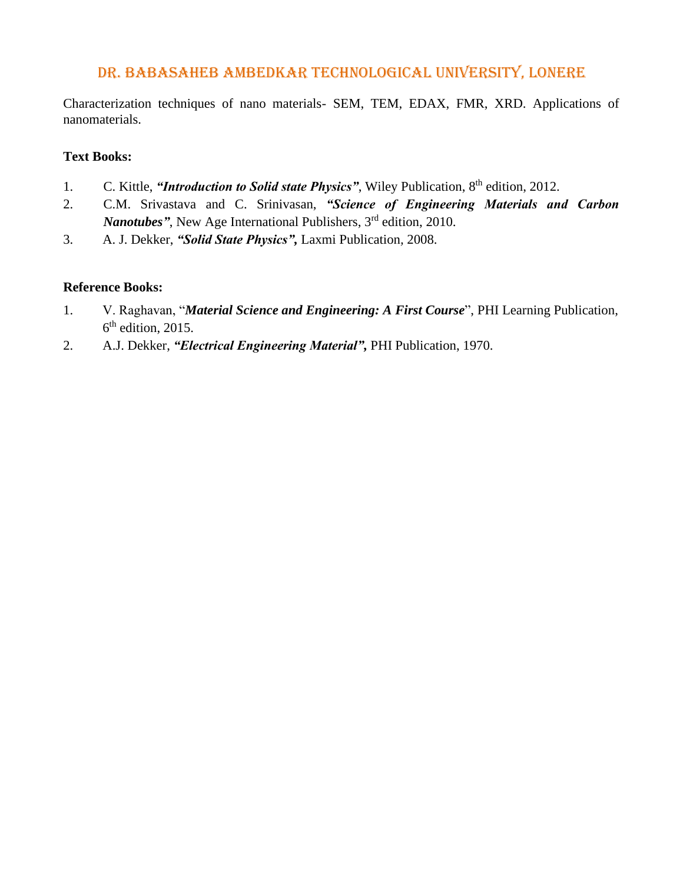Characterization techniques of nano materials- SEM, TEM, EDAX, FMR, XRD. Applications of nanomaterials.

**Text Books:**

1. C. Kittle, ***"Introduction to Solid state Physics"***, Wiley Publication, 8th edition, 2012.
2. C.M. Srivastava and C. Srinivasan, ***"Science of Engineering Materials and Carbon Nanotubes"***, New Age International Publishers, 3rd edition, 2010.
3. A. J. Dekker, ***"Solid State Physics",*** Laxmi Publication, 2008.

**Reference Books:**

1. V. Raghavan, "***Material Science and Engineering: A First Course***", PHI Learning Publication, 6th edition, 2015.
2. A.J. Dekker, ***"Electrical Engineering Material",*** PHI Publication, 1970.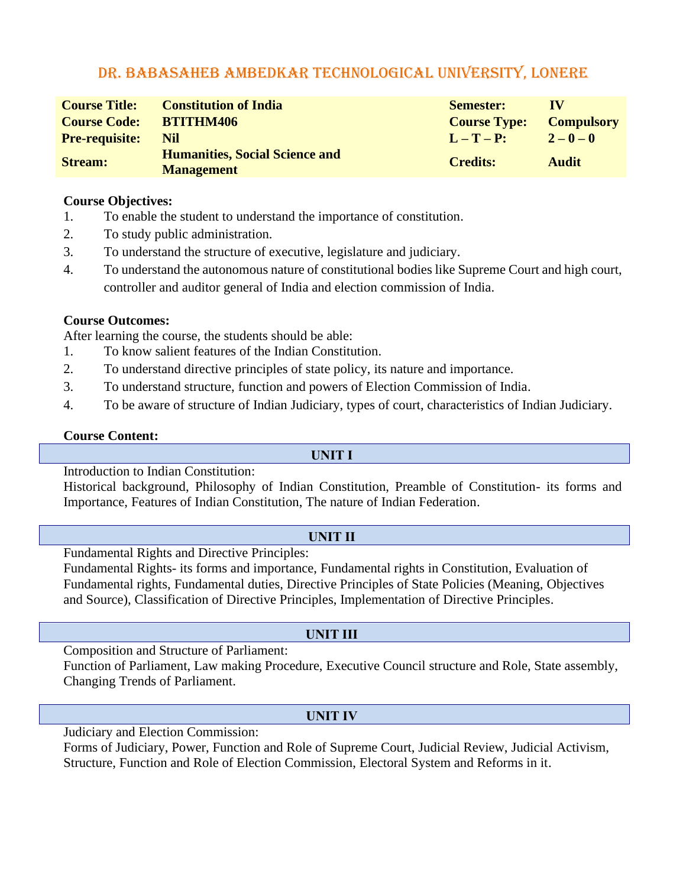# DR. BABASAHEB AMBEDKAR TECHNOLOGICAL UNIVERSITY, LONERE

| | | | |
|---|---|---|---|
| **Course Title:** | **Constitution of India** | **Semester:** | **IV** |
| **Course Code:** | **BTITHM406** | **Course Type:** | **Compulsory** |
| **Pre-requisite:** | **Nil** | **L – T – P:** | **2 – 0 – 0** |
| **Stream:** | **Humanities, Social Science and Management** | **Credits:** | **Audit** |

**Course Objectives:**

1. To enable the student to understand the importance of constitution.
2. To study public administration.
3. To understand the structure of executive, legislature and judiciary.
4. To understand the autonomous nature of constitutional bodies like Supreme Court and high court, controller and auditor general of India and election commission of India.

**Course Outcomes:**

After learning the course, the students should be able:

1. To know salient features of the Indian Constitution.
2. To understand directive principles of state policy, its nature and importance.
3. To understand structure, function and powers of Election Commission of India.
4. To be aware of structure of Indian Judiciary, types of court, characteristics of Indian Judiciary.

**Course Content:**

**UNIT I**

Introduction to Indian Constitution:

Historical background, Philosophy of Indian Constitution, Preamble of Constitution- its forms and Importance, Features of Indian Constitution, The nature of Indian Federation.

**UNIT II**

Fundamental Rights and Directive Principles:

Fundamental Rights- its forms and importance, Fundamental rights in Constitution, Evaluation of Fundamental rights, Fundamental duties, Directive Principles of State Policies (Meaning, Objectives and Source), Classification of Directive Principles, Implementation of Directive Principles.

**UNIT III**

Composition and Structure of Parliament:

Function of Parliament, Law making Procedure, Executive Council structure and Role, State assembly, Changing Trends of Parliament.

**UNIT IV**

Judiciary and Election Commission:

Forms of Judiciary, Power, Function and Role of Supreme Court, Judicial Review, Judicial Activism, Structure, Function and Role of Election Commission, Electoral System and Reforms in it.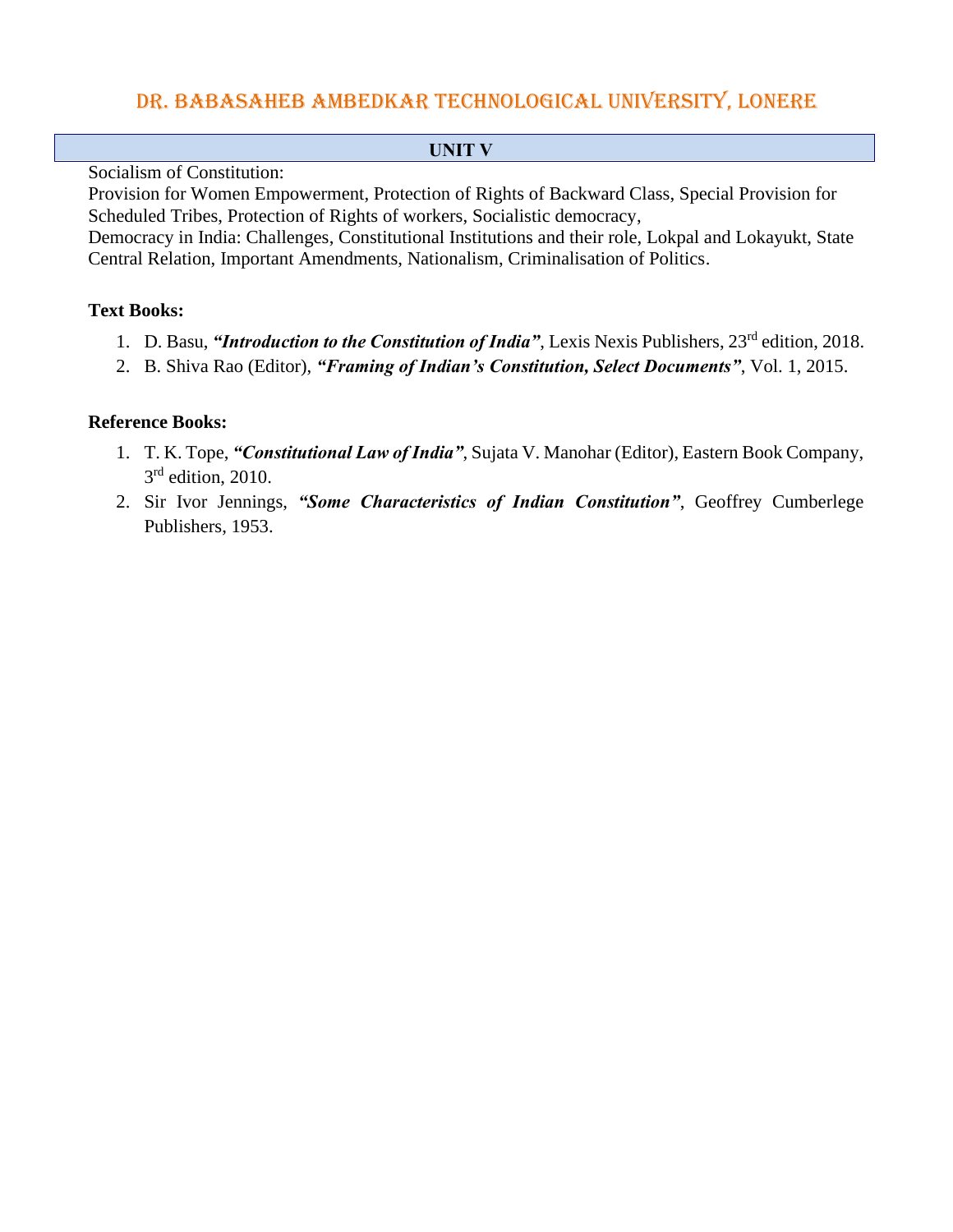### UNIT V

Socialism of Constitution:
Provision for Women Empowerment, Protection of Rights of Backward Class, Special Provision for Scheduled Tribes, Protection of Rights of workers, Socialistic democracy,
Democracy in India: Challenges, Constitutional Institutions and their role, Lokpal and Lokayukt, State Central Relation, Important Amendments, Nationalism, Criminalisation of Politics.

**Text Books:**

1. D. Basu, ***"Introduction to the Constitution of India"***, Lexis Nexis Publishers, 23rd edition, 2018.
2. B. Shiva Rao (Editor), ***"Framing of Indian's Constitution, Select Documents"***, Vol. 1, 2015.

**Reference Books:**

1. T. K. Tope, ***"Constitutional Law of India"***, Sujata V. Manohar (Editor), Eastern Book Company, 3rd edition, 2010.
2. Sir Ivor Jennings, ***"Some Characteristics of Indian Constitution"***, Geoffrey Cumberlege Publishers, 1953.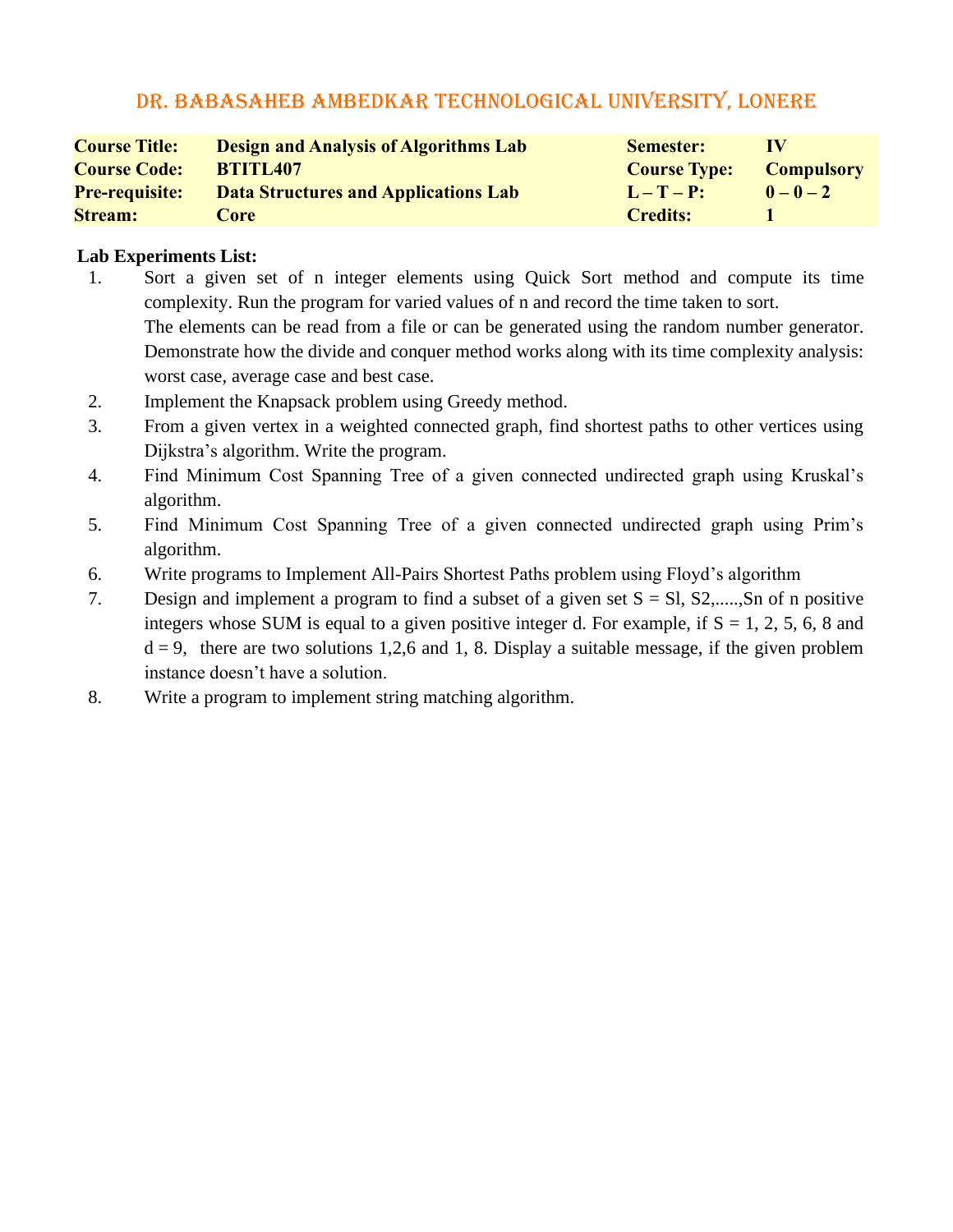# Dr. Babasaheb Ambedkar Technological University, Lonere

| Course Title: | Design and Analysis of Algorithms Lab | Semester: | IV |
|---|---|---|---|
| Course Code: | BTITL407 | Course Type: | Compulsory |
| Pre-requisite: | Data Structures and Applications Lab | L – T – P: | 0 – 0 – 2 |
| Stream: | Core | Credits: | 1 |

**Lab Experiments List:**

1. Sort a given set of n integer elements using Quick Sort method and compute its time complexity. Run the program for varied values of n and record the time taken to sort.
   The elements can be read from a file or can be generated using the random number generator. Demonstrate how the divide and conquer method works along with its time complexity analysis: worst case, average case and best case.
2. Implement the Knapsack problem using Greedy method.
3. From a given vertex in a weighted connected graph, find shortest paths to other vertices using Dijkstra's algorithm. Write the program.
4. Find Minimum Cost Spanning Tree of a given connected undirected graph using Kruskal's algorithm.
5. Find Minimum Cost Spanning Tree of a given connected undirected graph using Prim's algorithm.
6. Write programs to Implement All-Pairs Shortest Paths problem using Floyd's algorithm
7. Design and implement a program to find a subset of a given set S = Sl, S2,.....,Sn of n positive integers whose SUM is equal to a given positive integer d. For example, if S = 1, 2, 5, 6, 8 and d = 9, there are two solutions 1,2,6 and 1, 8. Display a suitable message, if the given problem instance doesn't have a solution.
8. Write a program to implement string matching algorithm.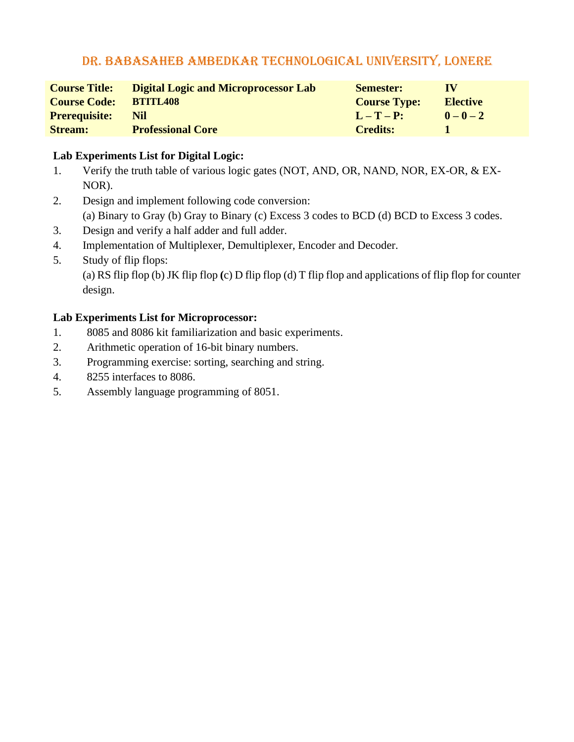# DR. BABASAHEB AMBEDKAR TECHNOLOGICAL UNIVERSITY, LONERE

| | | | |
|---|---|---|---|
| **Course Title:** | **Digital Logic and Microprocessor Lab** | **Semester:** | **IV** |
| **Course Code:** | **BTITL408** | **Course Type:** | **Elective** |
| **Prerequisite:** | **Nil** | **L – T – P:** | **0 – 0 – 2** |
| **Stream:** | **Professional Core** | **Credits:** | **1** |

**Lab Experiments List for Digital Logic:**

1. Verify the truth table of various logic gates (NOT, AND, OR, NAND, NOR, EX-OR, & EX-NOR).
2. Design and implement following code conversion:
   (a) Binary to Gray (b) Gray to Binary (c) Excess 3 codes to BCD (d) BCD to Excess 3 codes.
3. Design and verify a half adder and full adder.
4. Implementation of Multiplexer, Demultiplexer, Encoder and Decoder.
5. Study of flip flops:
   (a) RS flip flop (b) JK flip flop (c) D flip flop (d) T flip flop and applications of flip flop for counter design.

**Lab Experiments List for Microprocessor:**

1. 8085 and 8086 kit familiarization and basic experiments.
2. Arithmetic operation of 16-bit binary numbers.
3. Programming exercise: sorting, searching and string.
4. 8255 interfaces to 8086.
5. Assembly language programming of 8051.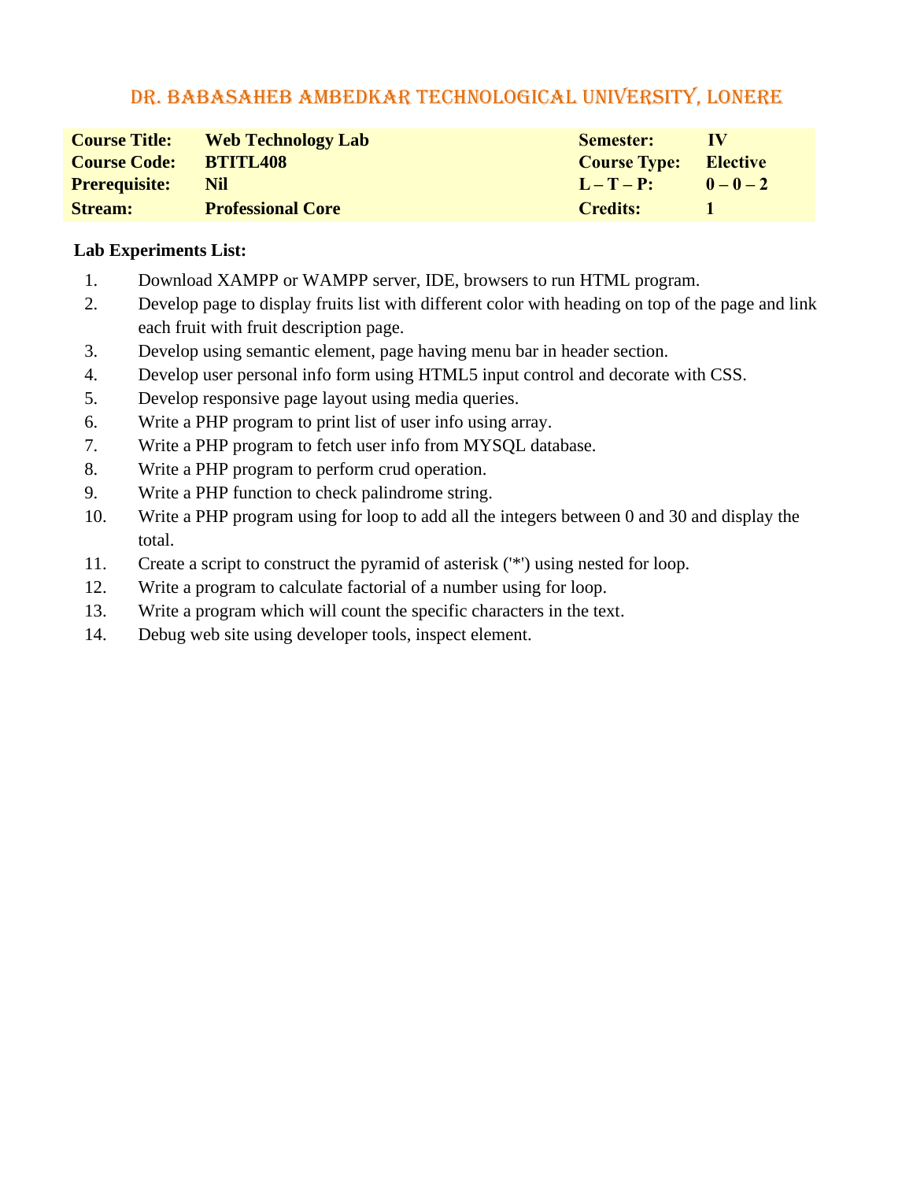# DR. BABASAHEB AMBEDKAR TECHNOLOGICAL UNIVERSITY, LONERE

| | | | |
|---|---|---|---|
| **Course Title:** | **Web Technology Lab** | **Semester:** | **IV** |
| **Course Code:** | **BTITL408** | **Course Type:** | **Elective** |
| **Prerequisite:** | **Nil** | **L – T – P:** | **0 – 0 – 2** |
| **Stream:** | **Professional Core** | **Credits:** | **1** |

**Lab Experiments List:**

1. Download XAMPP or WAMPP server, IDE, browsers to run HTML program.
2. Develop page to display fruits list with different color with heading on top of the page and link each fruit with fruit description page.
3. Develop using semantic element, page having menu bar in header section.
4. Develop user personal info form using HTML5 input control and decorate with CSS.
5. Develop responsive page layout using media queries.
6. Write a PHP program to print list of user info using array.
7. Write a PHP program to fetch user info from MYSQL database.
8. Write a PHP program to perform crud operation.
9. Write a PHP function to check palindrome string.
10. Write a PHP program using for loop to add all the integers between 0 and 30 and display the total.
11. Create a script to construct the pyramid of asterisk ('*') using nested for loop.
12. Write a program to calculate factorial of a number using for loop.
13. Write a program which will count the specific characters in the text.
14. Debug web site using developer tools, inspect element.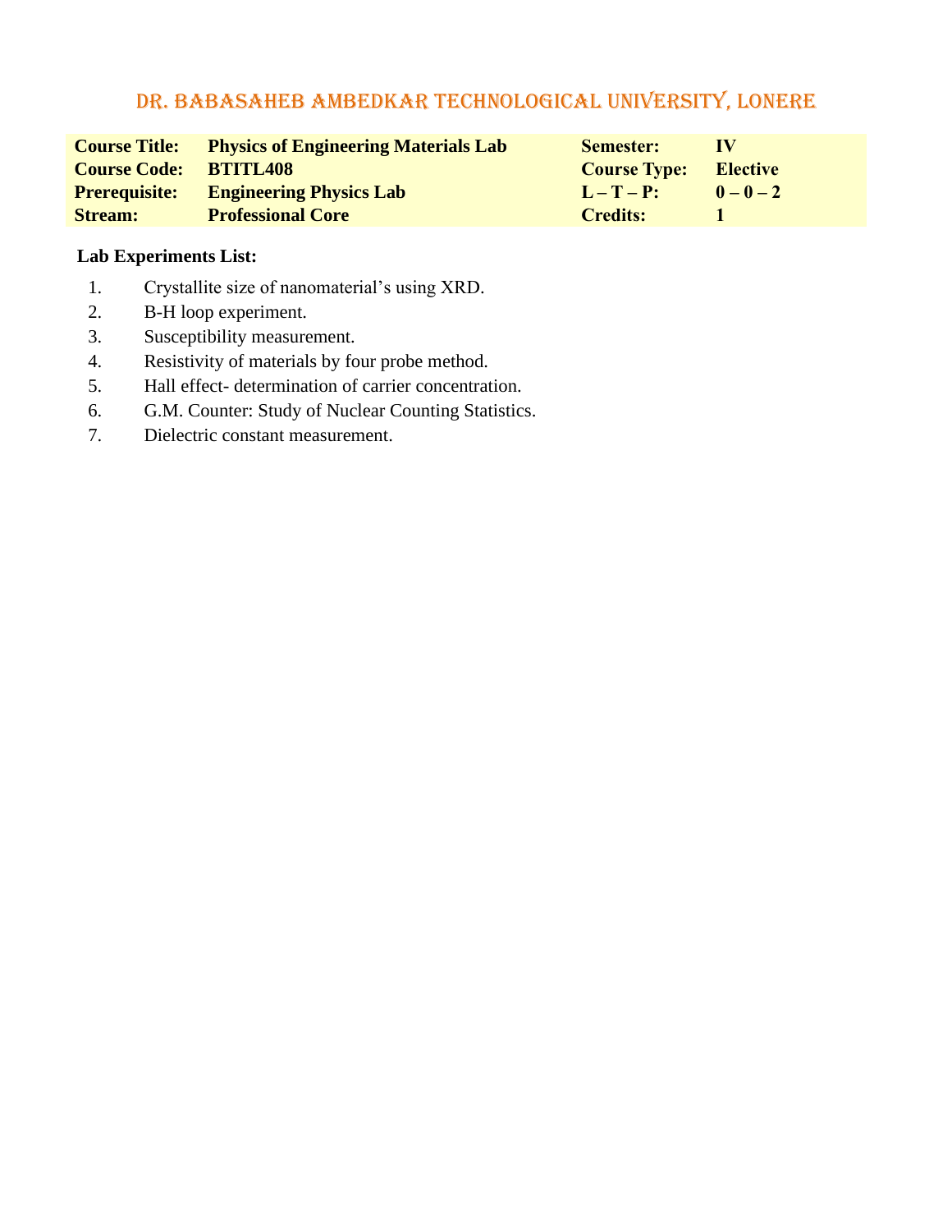# DR. BABASAHEB AMBEDKAR TECHNOLOGICAL UNIVERSITY, LONERE

| | | | |
|---|---|---|---|
| **Course Title:** | **Physics of Engineering Materials Lab** | **Semester:** | **IV** |
| **Course Code:** | **BTITL408** | **Course Type:** | **Elective** |
| **Prerequisite:** | **Engineering Physics Lab** | **L – T – P:** | **0 – 0 – 2** |
| **Stream:** | **Professional Core** | **Credits:** | **1** |

**Lab Experiments List:**

1. Crystallite size of nanomaterial’s using XRD.
2. B-H loop experiment.
3. Susceptibility measurement.
4. Resistivity of materials by four probe method.
5. Hall effect- determination of carrier concentration.
6. G.M. Counter: Study of Nuclear Counting Statistics.
7. Dielectric constant measurement.